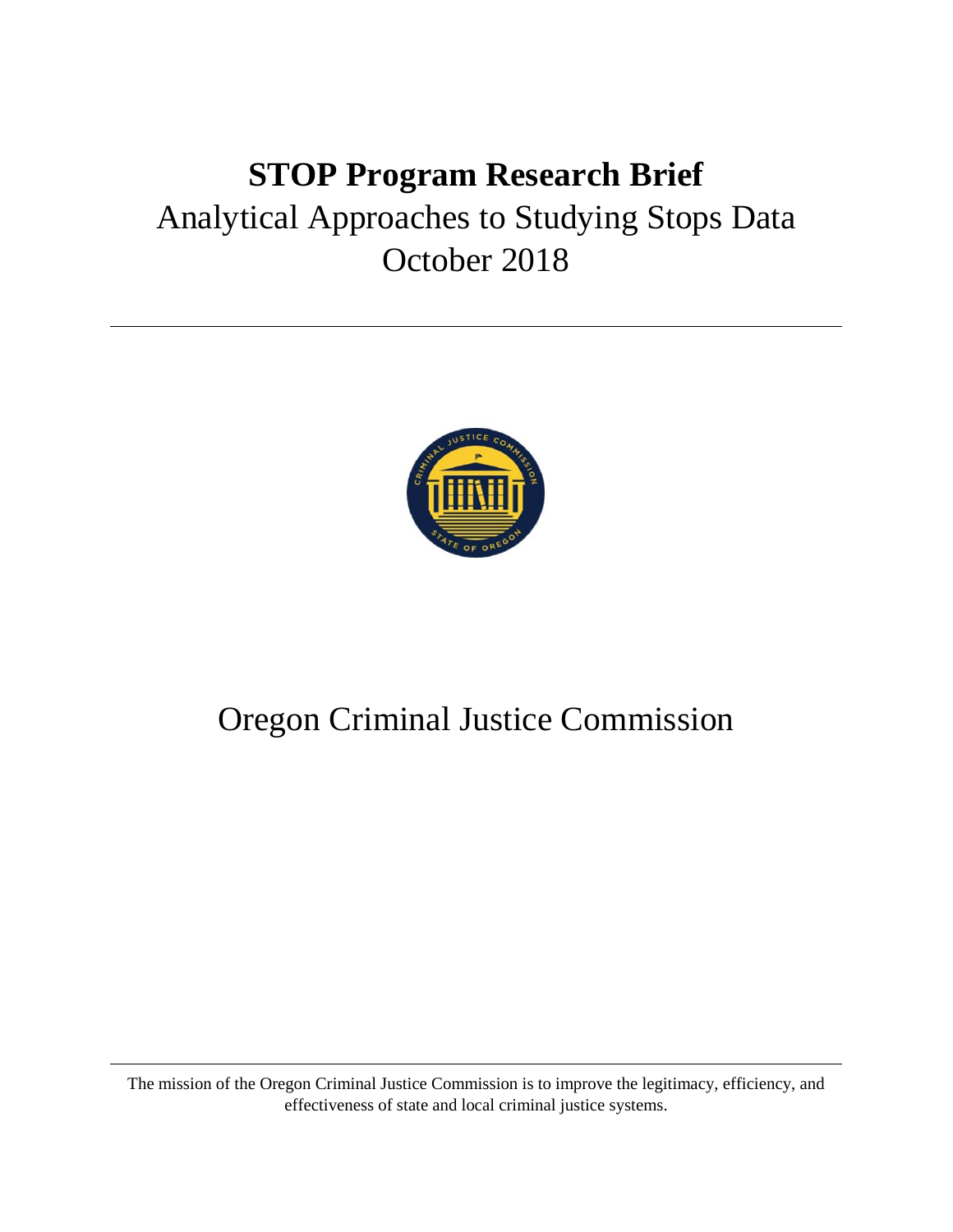# STOP Program Research Brief

Analytical Approaches to Studying Stops Data

October 2018

---

Oregon Criminal Justice Commission

---

The mission of the Oregon Criminal Justice Commission is to improve the legitimacy, efficiency, and effectiveness of state and local criminal justice systems.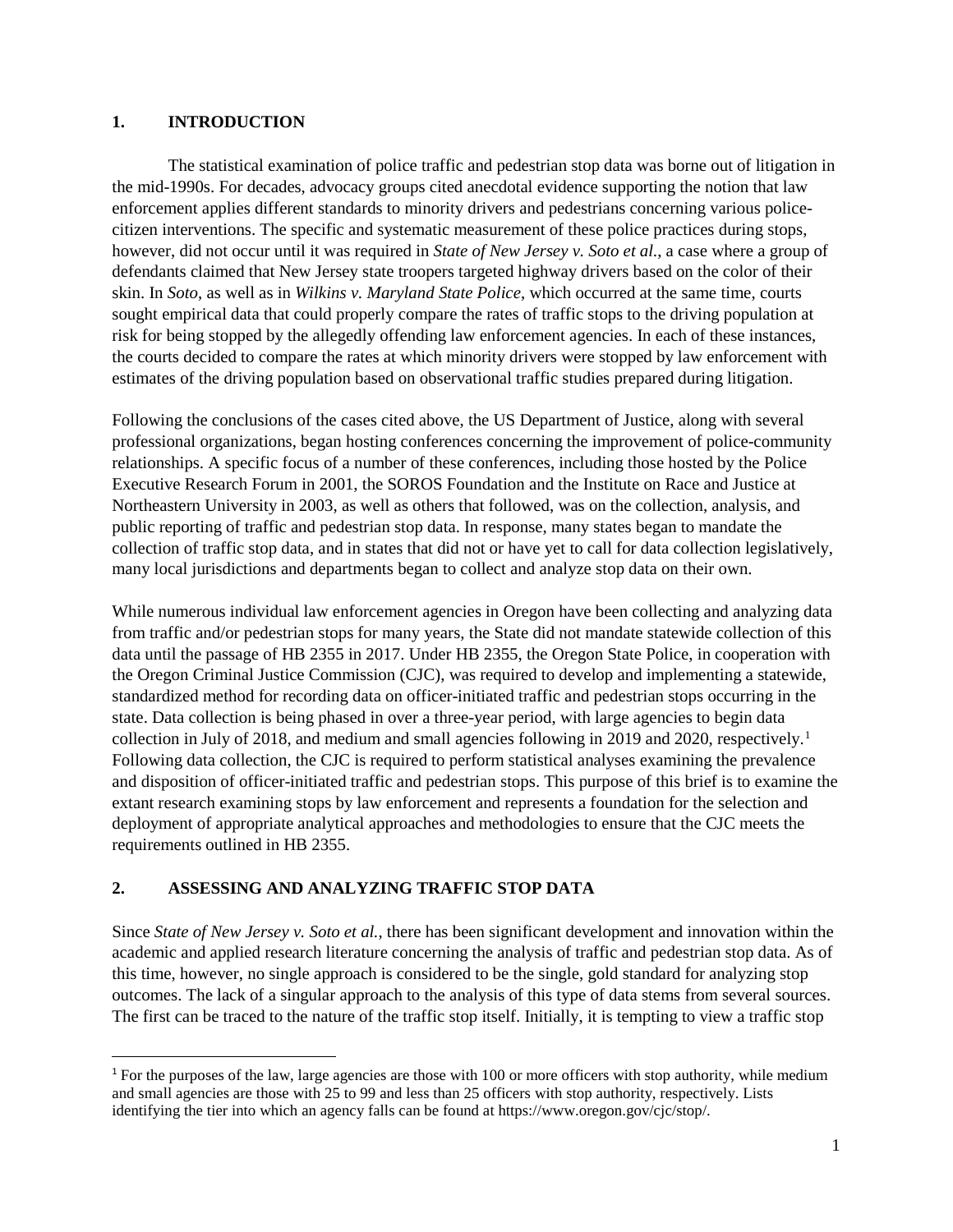## 1. INTRODUCTION

The statistical examination of police traffic and pedestrian stop data was borne out of litigation in the mid-1990s. For decades, advocacy groups cited anecdotal evidence supporting the notion that law enforcement applies different standards to minority drivers and pedestrians concerning various police-citizen interventions. The specific and systematic measurement of these police practices during stops, however, did not occur until it was required in *State of New Jersey v. Soto et al.*, a case where a group of defendants claimed that New Jersey state troopers targeted highway drivers based on the color of their skin. In *Soto*, as well as in *Wilkins v. Maryland State Police*, which occurred at the same time, courts sought empirical data that could properly compare the rates of traffic stops to the driving population at risk for being stopped by the allegedly offending law enforcement agencies. In each of these instances, the courts decided to compare the rates at which minority drivers were stopped by law enforcement with estimates of the driving population based on observational traffic studies prepared during litigation.

Following the conclusions of the cases cited above, the US Department of Justice, along with several professional organizations, began hosting conferences concerning the improvement of police-community relationships. A specific focus of a number of these conferences, including those hosted by the Police Executive Research Forum in 2001, the SOROS Foundation and the Institute on Race and Justice at Northeastern University in 2003, as well as others that followed, was on the collection, analysis, and public reporting of traffic and pedestrian stop data. In response, many states began to mandate the collection of traffic stop data, and in states that did not or have yet to call for data collection legislatively, many local jurisdictions and departments began to collect and analyze stop data on their own.

While numerous individual law enforcement agencies in Oregon have been collecting and analyzing data from traffic and/or pedestrian stops for many years, the State did not mandate statewide collection of this data until the passage of HB 2355 in 2017. Under HB 2355, the Oregon State Police, in cooperation with the Oregon Criminal Justice Commission (CJC), was required to develop and implementing a statewide, standardized method for recording data on officer-initiated traffic and pedestrian stops occurring in the state. Data collection is being phased in over a three-year period, with large agencies to begin data collection in July of 2018, and medium and small agencies following in 2019 and 2020, respectively.[1] Following data collection, the CJC is required to perform statistical analyses examining the prevalence and disposition of officer-initiated traffic and pedestrian stops. This purpose of this brief is to examine the extant research examining stops by law enforcement and represents a foundation for the selection and deployment of appropriate analytical approaches and methodologies to ensure that the CJC meets the requirements outlined in HB 2355.

## 2. ASSESSING AND ANALYZING TRAFFIC STOP DATA

Since *State of New Jersey v. Soto et al.*, there has been significant development and innovation within the academic and applied research literature concerning the analysis of traffic and pedestrian stop data. As of this time, however, no single approach is considered to be the single, gold standard for analyzing stop outcomes. The lack of a singular approach to the analysis of this type of data stems from several sources. The first can be traced to the nature of the traffic stop itself. Initially, it is tempting to view a traffic stop

[1] For the purposes of the law, large agencies are those with 100 or more officers with stop authority, while medium and small agencies are those with 25 to 99 and less than 25 officers with stop authority, respectively. Lists identifying the tier into which an agency falls can be found at https://www.oregon.gov/cjc/stop/.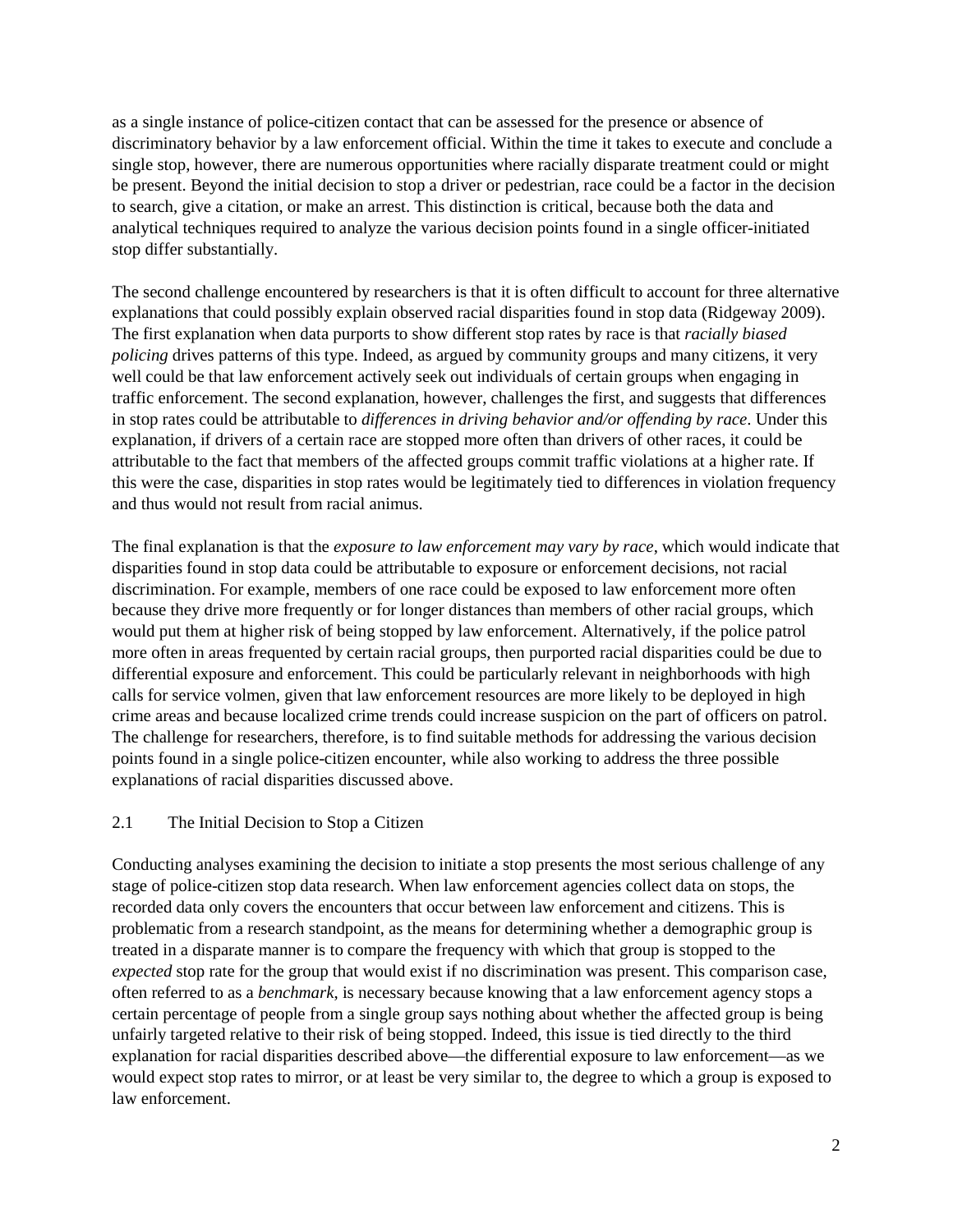as a single instance of police-citizen contact that can be assessed for the presence or absence of discriminatory behavior by a law enforcement official. Within the time it takes to execute and conclude a single stop, however, there are numerous opportunities where racially disparate treatment could or might be present. Beyond the initial decision to stop a driver or pedestrian, race could be a factor in the decision to search, give a citation, or make an arrest. This distinction is critical, because both the data and analytical techniques required to analyze the various decision points found in a single officer-initiated stop differ substantially.

The second challenge encountered by researchers is that it is often difficult to account for three alternative explanations that could possibly explain observed racial disparities found in stop data (Ridgeway 2009). The first explanation when data purports to show different stop rates by race is that *racially biased policing* drives patterns of this type. Indeed, as argued by community groups and many citizens, it very well could be that law enforcement actively seek out individuals of certain groups when engaging in traffic enforcement. The second explanation, however, challenges the first, and suggests that differences in stop rates could be attributable to *differences in driving behavior and/or offending by race*. Under this explanation, if drivers of a certain race are stopped more often than drivers of other races, it could be attributable to the fact that members of the affected groups commit traffic violations at a higher rate. If this were the case, disparities in stop rates would be legitimately tied to differences in violation frequency and thus would not result from racial animus.

The final explanation is that the *exposure to law enforcement may vary by race*, which would indicate that disparities found in stop data could be attributable to exposure or enforcement decisions, not racial discrimination. For example, members of one race could be exposed to law enforcement more often because they drive more frequently or for longer distances than members of other racial groups, which would put them at higher risk of being stopped by law enforcement. Alternatively, if the police patrol more often in areas frequented by certain racial groups, then purported racial disparities could be due to differential exposure and enforcement. This could be particularly relevant in neighborhoods with high calls for service volmen, given that law enforcement resources are more likely to be deployed in high crime areas and because localized crime trends could increase suspicion on the part of officers on patrol. The challenge for researchers, therefore, is to find suitable methods for addressing the various decision points found in a single police-citizen encounter, while also working to address the three possible explanations of racial disparities discussed above.

## 2.1 The Initial Decision to Stop a Citizen

Conducting analyses examining the decision to initiate a stop presents the most serious challenge of any stage of police-citizen stop data research. When law enforcement agencies collect data on stops, the recorded data only covers the encounters that occur between law enforcement and citizens. This is problematic from a research standpoint, as the means for determining whether a demographic group is treated in a disparate manner is to compare the frequency with which that group is stopped to the *expected* stop rate for the group that would exist if no discrimination was present. This comparison case, often referred to as a *benchmark*, is necessary because knowing that a law enforcement agency stops a certain percentage of people from a single group says nothing about whether the affected group is being unfairly targeted relative to their risk of being stopped. Indeed, this issue is tied directly to the third explanation for racial disparities described above—the differential exposure to law enforcement—as we would expect stop rates to mirror, or at least be very similar to, the degree to which a group is exposed to law enforcement.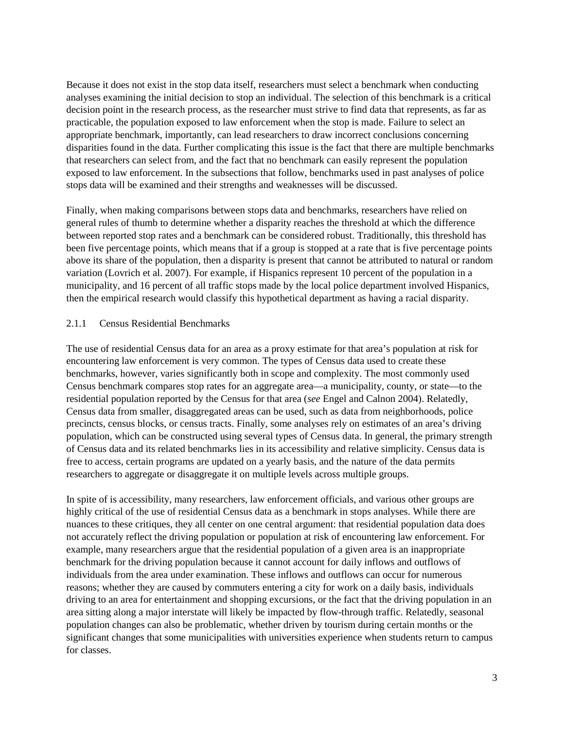Because it does not exist in the stop data itself, researchers must select a benchmark when conducting analyses examining the initial decision to stop an individual. The selection of this benchmark is a critical decision point in the research process, as the researcher must strive to find data that represents, as far as practicable, the population exposed to law enforcement when the stop is made. Failure to select an appropriate benchmark, importantly, can lead researchers to draw incorrect conclusions concerning disparities found in the data. Further complicating this issue is the fact that there are multiple benchmarks that researchers can select from, and the fact that no benchmark can easily represent the population exposed to law enforcement. In the subsections that follow, benchmarks used in past analyses of police stops data will be examined and their strengths and weaknesses will be discussed.

Finally, when making comparisons between stops data and benchmarks, researchers have relied on general rules of thumb to determine whether a disparity reaches the threshold at which the difference between reported stop rates and a benchmark can be considered robust. Traditionally, this threshold has been five percentage points, which means that if a group is stopped at a rate that is five percentage points above its share of the population, then a disparity is present that cannot be attributed to natural or random variation (Lovrich et al. 2007). For example, if Hispanics represent 10 percent of the population in a municipality, and 16 percent of all traffic stops made by the local police department involved Hispanics, then the empirical research would classify this hypothetical department as having a racial disparity.

### 2.1.1 Census Residential Benchmarks

The use of residential Census data for an area as a proxy estimate for that area's population at risk for encountering law enforcement is very common. The types of Census data used to create these benchmarks, however, varies significantly both in scope and complexity. The most commonly used Census benchmark compares stop rates for an aggregate area—a municipality, county, or state—to the residential population reported by the Census for that area (*see* Engel and Calnon 2004). Relatedly, Census data from smaller, disaggregated areas can be used, such as data from neighborhoods, police precincts, census blocks, or census tracts. Finally, some analyses rely on estimates of an area's driving population, which can be constructed using several types of Census data. In general, the primary strength of Census data and its related benchmarks lies in its accessibility and relative simplicity. Census data is free to access, certain programs are updated on a yearly basis, and the nature of the data permits researchers to aggregate or disaggregate it on multiple levels across multiple groups.

In spite of is accessibility, many researchers, law enforcement officials, and various other groups are highly critical of the use of residential Census data as a benchmark in stops analyses. While there are nuances to these critiques, they all center on one central argument: that residential population data does not accurately reflect the driving population or population at risk of encountering law enforcement. For example, many researchers argue that the residential population of a given area is an inappropriate benchmark for the driving population because it cannot account for daily inflows and outflows of individuals from the area under examination. These inflows and outflows can occur for numerous reasons; whether they are caused by commuters entering a city for work on a daily basis, individuals driving to an area for entertainment and shopping excursions, or the fact that the driving population in an area sitting along a major interstate will likely be impacted by flow-through traffic. Relatedly, seasonal population changes can also be problematic, whether driven by tourism during certain months or the significant changes that some municipalities with universities experience when students return to campus for classes.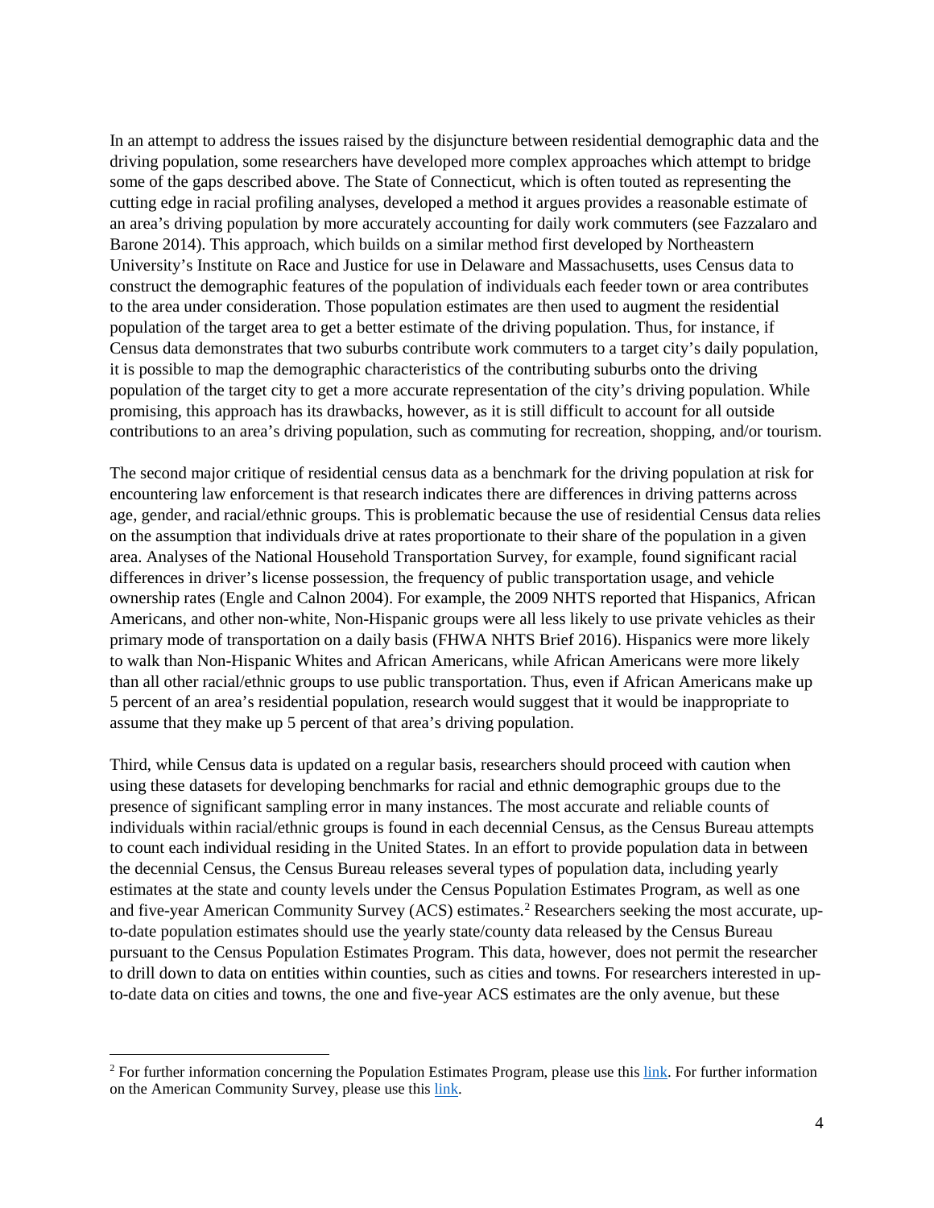In an attempt to address the issues raised by the disjuncture between residential demographic data and the driving population, some researchers have developed more complex approaches which attempt to bridge some of the gaps described above. The State of Connecticut, which is often touted as representing the cutting edge in racial profiling analyses, developed a method it argues provides a reasonable estimate of an area's driving population by more accurately accounting for daily work commuters (see Fazzalaro and Barone 2014). This approach, which builds on a similar method first developed by Northeastern University's Institute on Race and Justice for use in Delaware and Massachusetts, uses Census data to construct the demographic features of the population of individuals each feeder town or area contributes to the area under consideration. Those population estimates are then used to augment the residential population of the target area to get a better estimate of the driving population. Thus, for instance, if Census data demonstrates that two suburbs contribute work commuters to a target city's daily population, it is possible to map the demographic characteristics of the contributing suburbs onto the driving population of the target city to get a more accurate representation of the city's driving population. While promising, this approach has its drawbacks, however, as it is still difficult to account for all outside contributions to an area's driving population, such as commuting for recreation, shopping, and/or tourism.

The second major critique of residential census data as a benchmark for the driving population at risk for encountering law enforcement is that research indicates there are differences in driving patterns across age, gender, and racial/ethnic groups. This is problematic because the use of residential Census data relies on the assumption that individuals drive at rates proportionate to their share of the population in a given area. Analyses of the National Household Transportation Survey, for example, found significant racial differences in driver's license possession, the frequency of public transportation usage, and vehicle ownership rates (Engle and Calnon 2004). For example, the 2009 NHTS reported that Hispanics, African Americans, and other non-white, Non-Hispanic groups were all less likely to use private vehicles as their primary mode of transportation on a daily basis (FHWA NHTS Brief 2016). Hispanics were more likely to walk than Non-Hispanic Whites and African Americans, while African Americans were more likely than all other racial/ethnic groups to use public transportation. Thus, even if African Americans make up 5 percent of an area's residential population, research would suggest that it would be inappropriate to assume that they make up 5 percent of that area's driving population.

Third, while Census data is updated on a regular basis, researchers should proceed with caution when using these datasets for developing benchmarks for racial and ethnic demographic groups due to the presence of significant sampling error in many instances. The most accurate and reliable counts of individuals within racial/ethnic groups is found in each decennial Census, as the Census Bureau attempts to count each individual residing in the United States. In an effort to provide population data in between the decennial Census, the Census Bureau releases several types of population data, including yearly estimates at the state and county levels under the Census Population Estimates Program, as well as one and five-year American Community Survey (ACS) estimates.[2] Researchers seeking the most accurate, up-to-date population estimates should use the yearly state/county data released by the Census Bureau pursuant to the Census Population Estimates Program. This data, however, does not permit the researcher to drill down to data on entities within counties, such as cities and towns. For researchers interested in up-to-date data on cities and towns, the one and five-year ACS estimates are the only avenue, but these

[2] For further information concerning the Population Estimates Program, please use this link. For further information on the American Community Survey, please use this link.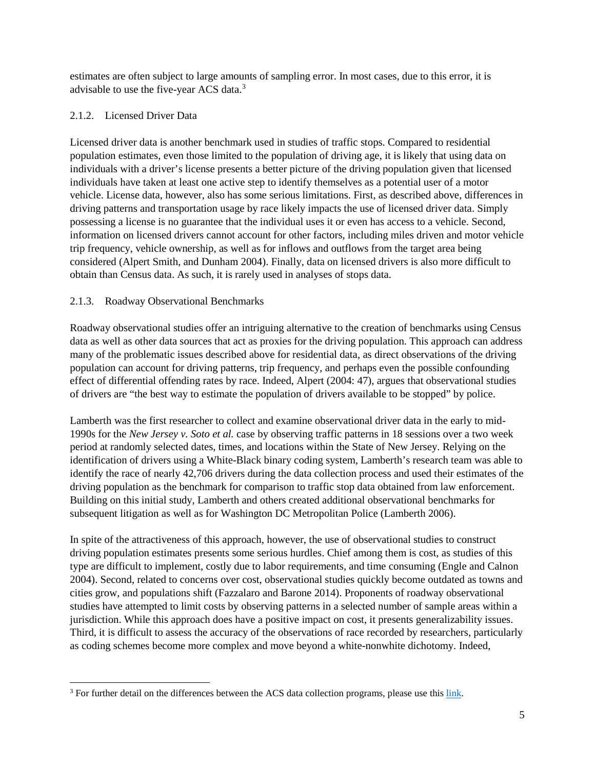estimates are often subject to large amounts of sampling error. In most cases, due to this error, it is advisable to use the five-year ACS data.[3]

### 2.1.2. Licensed Driver Data

Licensed driver data is another benchmark used in studies of traffic stops. Compared to residential population estimates, even those limited to the population of driving age, it is likely that using data on individuals with a driver's license presents a better picture of the driving population given that licensed individuals have taken at least one active step to identify themselves as a potential user of a motor vehicle. License data, however, also has some serious limitations. First, as described above, differences in driving patterns and transportation usage by race likely impacts the use of licensed driver data. Simply possessing a license is no guarantee that the individual uses it or even has access to a vehicle. Second, information on licensed drivers cannot account for other factors, including miles driven and motor vehicle trip frequency, vehicle ownership, as well as for inflows and outflows from the target area being considered (Alpert Smith, and Dunham 2004). Finally, data on licensed drivers is also more difficult to obtain than Census data. As such, it is rarely used in analyses of stops data.

### 2.1.3. Roadway Observational Benchmarks

Roadway observational studies offer an intriguing alternative to the creation of benchmarks using Census data as well as other data sources that act as proxies for the driving population. This approach can address many of the problematic issues described above for residential data, as direct observations of the driving population can account for driving patterns, trip frequency, and perhaps even the possible confounding effect of differential offending rates by race. Indeed, Alpert (2004: 47), argues that observational studies of drivers are "the best way to estimate the population of drivers available to be stopped" by police.

Lamberth was the first researcher to collect and examine observational driver data in the early to mid-1990s for the *New Jersey v. Soto et al.* case by observing traffic patterns in 18 sessions over a two week period at randomly selected dates, times, and locations within the State of New Jersey. Relying on the identification of drivers using a White-Black binary coding system, Lamberth's research team was able to identify the race of nearly 42,706 drivers during the data collection process and used their estimates of the driving population as the benchmark for comparison to traffic stop data obtained from law enforcement. Building on this initial study, Lamberth and others created additional observational benchmarks for subsequent litigation as well as for Washington DC Metropolitan Police (Lamberth 2006).

In spite of the attractiveness of this approach, however, the use of observational studies to construct driving population estimates presents some serious hurdles. Chief among them is cost, as studies of this type are difficult to implement, costly due to labor requirements, and time consuming (Engle and Calnon 2004). Second, related to concerns over cost, observational studies quickly become outdated as towns and cities grow, and populations shift (Fazzalaro and Barone 2014). Proponents of roadway observational studies have attempted to limit costs by observing patterns in a selected number of sample areas within a jurisdiction. While this approach does have a positive impact on cost, it presents generalizability issues. Third, it is difficult to assess the accuracy of the observations of race recorded by researchers, particularly as coding schemes become more complex and move beyond a white-nonwhite dichotomy. Indeed,

---

[3] For further detail on the differences between the ACS data collection programs, please use this link.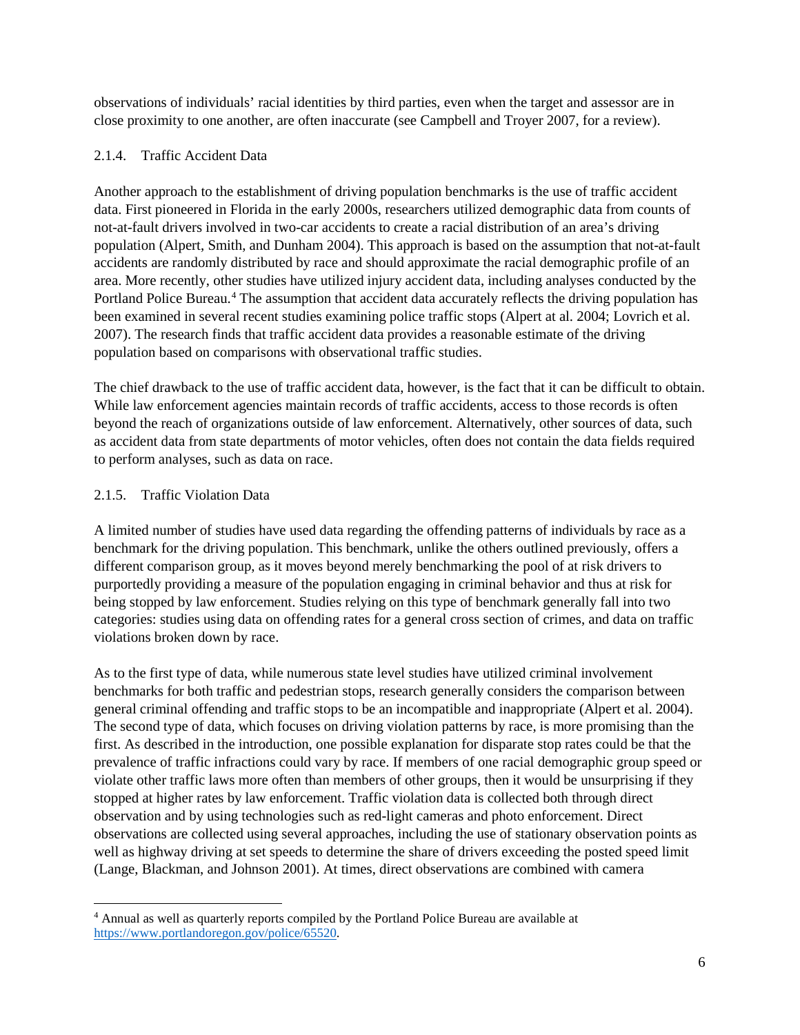observations of individuals' racial identities by third parties, even when the target and assessor are in close proximity to one another, are often inaccurate (see Campbell and Troyer 2007, for a review).

#### 2.1.4. Traffic Accident Data

Another approach to the establishment of driving population benchmarks is the use of traffic accident data. First pioneered in Florida in the early 2000s, researchers utilized demographic data from counts of not-at-fault drivers involved in two-car accidents to create a racial distribution of an area's driving population (Alpert, Smith, and Dunham 2004). This approach is based on the assumption that not-at-fault accidents are randomly distributed by race and should approximate the racial demographic profile of an area. More recently, other studies have utilized injury accident data, including analyses conducted by the Portland Police Bureau.[4] The assumption that accident data accurately reflects the driving population has been examined in several recent studies examining police traffic stops (Alpert at al. 2004; Lovrich et al. 2007). The research finds that traffic accident data provides a reasonable estimate of the driving population based on comparisons with observational traffic studies.

The chief drawback to the use of traffic accident data, however, is the fact that it can be difficult to obtain. While law enforcement agencies maintain records of traffic accidents, access to those records is often beyond the reach of organizations outside of law enforcement. Alternatively, other sources of data, such as accident data from state departments of motor vehicles, often does not contain the data fields required to perform analyses, such as data on race.

#### 2.1.5. Traffic Violation Data

A limited number of studies have used data regarding the offending patterns of individuals by race as a benchmark for the driving population. This benchmark, unlike the others outlined previously, offers a different comparison group, as it moves beyond merely benchmarking the pool of at risk drivers to purportedly providing a measure of the population engaging in criminal behavior and thus at risk for being stopped by law enforcement. Studies relying on this type of benchmark generally fall into two categories: studies using data on offending rates for a general cross section of crimes, and data on traffic violations broken down by race.

As to the first type of data, while numerous state level studies have utilized criminal involvement benchmarks for both traffic and pedestrian stops, research generally considers the comparison between general criminal offending and traffic stops to be an incompatible and inappropriate (Alpert et al. 2004). The second type of data, which focuses on driving violation patterns by race, is more promising than the first. As described in the introduction, one possible explanation for disparate stop rates could be that the prevalence of traffic infractions could vary by race. If members of one racial demographic group speed or violate other traffic laws more often than members of other groups, then it would be unsurprising if they stopped at higher rates by law enforcement. Traffic violation data is collected both through direct observation and by using technologies such as red-light cameras and photo enforcement. Direct observations are collected using several approaches, including the use of stationary observation points as well as highway driving at set speeds to determine the share of drivers exceeding the posted speed limit (Lange, Blackman, and Johnson 2001). At times, direct observations are combined with camera

---

[4] Annual as well as quarterly reports compiled by the Portland Police Bureau are available at https://www.portlandoregon.gov/police/65520.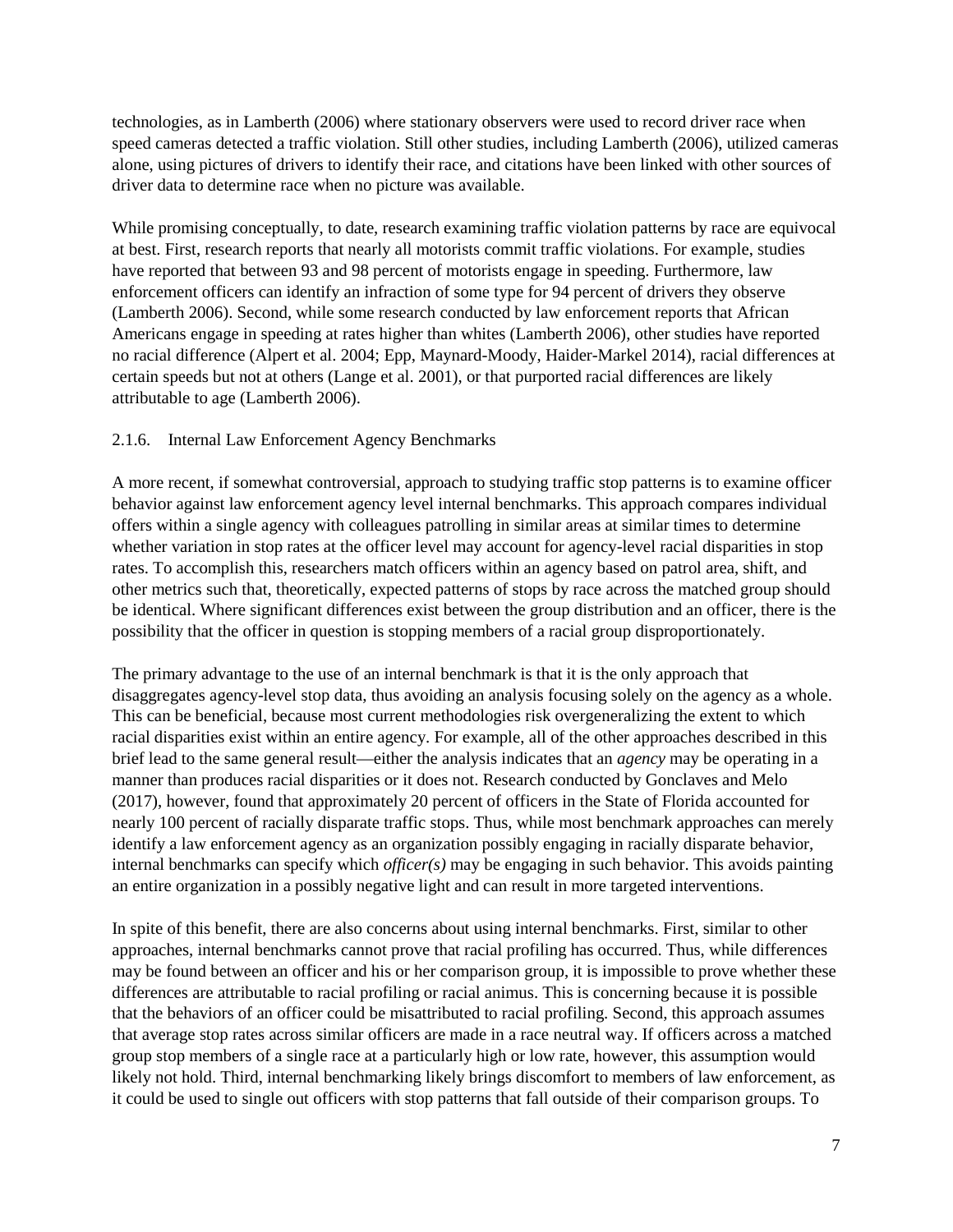technologies, as in Lamberth (2006) where stationary observers were used to record driver race when speed cameras detected a traffic violation. Still other studies, including Lamberth (2006), utilized cameras alone, using pictures of drivers to identify their race, and citations have been linked with other sources of driver data to determine race when no picture was available.

While promising conceptually, to date, research examining traffic violation patterns by race are equivocal at best. First, research reports that nearly all motorists commit traffic violations. For example, studies have reported that between 93 and 98 percent of motorists engage in speeding. Furthermore, law enforcement officers can identify an infraction of some type for 94 percent of drivers they observe (Lamberth 2006). Second, while some research conducted by law enforcement reports that African Americans engage in speeding at rates higher than whites (Lamberth 2006), other studies have reported no racial difference (Alpert et al. 2004; Epp, Maynard-Moody, Haider-Markel 2014), racial differences at certain speeds but not at others (Lange et al. 2001), or that purported racial differences are likely attributable to age (Lamberth 2006).

### 2.1.6. Internal Law Enforcement Agency Benchmarks

A more recent, if somewhat controversial, approach to studying traffic stop patterns is to examine officer behavior against law enforcement agency level internal benchmarks. This approach compares individual offers within a single agency with colleagues patrolling in similar areas at similar times to determine whether variation in stop rates at the officer level may account for agency-level racial disparities in stop rates. To accomplish this, researchers match officers within an agency based on patrol area, shift, and other metrics such that, theoretically, expected patterns of stops by race across the matched group should be identical. Where significant differences exist between the group distribution and an officer, there is the possibility that the officer in question is stopping members of a racial group disproportionately.

The primary advantage to the use of an internal benchmark is that it is the only approach that disaggregates agency-level stop data, thus avoiding an analysis focusing solely on the agency as a whole. This can be beneficial, because most current methodologies risk overgeneralizing the extent to which racial disparities exist within an entire agency. For example, all of the other approaches described in this brief lead to the same general result—either the analysis indicates that an *agency* may be operating in a manner than produces racial disparities or it does not. Research conducted by Gonclaves and Melo (2017), however, found that approximately 20 percent of officers in the State of Florida accounted for nearly 100 percent of racially disparate traffic stops. Thus, while most benchmark approaches can merely identify a law enforcement agency as an organization possibly engaging in racially disparate behavior, internal benchmarks can specify which *officer(s)* may be engaging in such behavior. This avoids painting an entire organization in a possibly negative light and can result in more targeted interventions.

In spite of this benefit, there are also concerns about using internal benchmarks. First, similar to other approaches, internal benchmarks cannot prove that racial profiling has occurred. Thus, while differences may be found between an officer and his or her comparison group, it is impossible to prove whether these differences are attributable to racial profiling or racial animus. This is concerning because it is possible that the behaviors of an officer could be misattributed to racial profiling. Second, this approach assumes that average stop rates across similar officers are made in a race neutral way. If officers across a matched group stop members of a single race at a particularly high or low rate, however, this assumption would likely not hold. Third, internal benchmarking likely brings discomfort to members of law enforcement, as it could be used to single out officers with stop patterns that fall outside of their comparison groups. To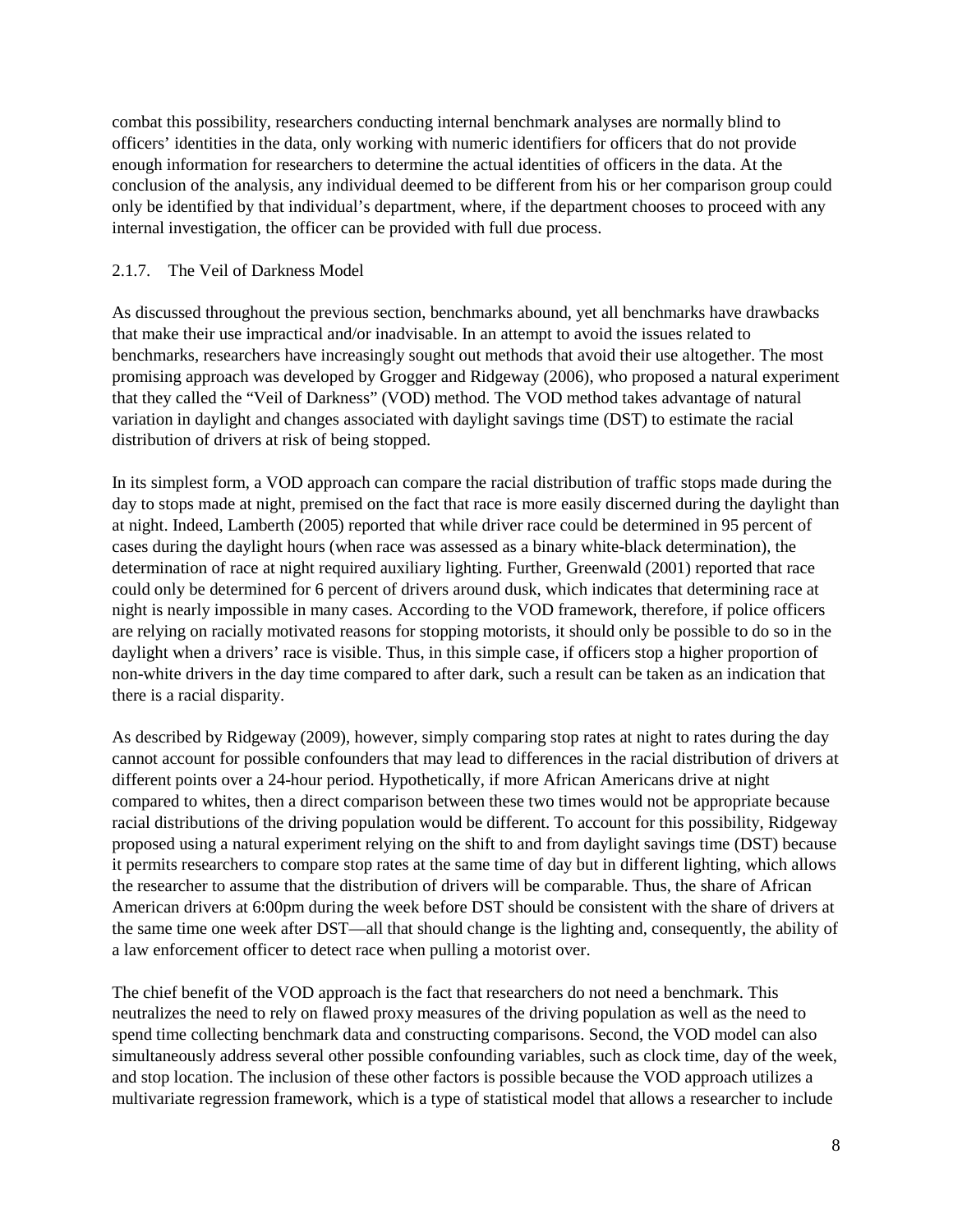combat this possibility, researchers conducting internal benchmark analyses are normally blind to officers' identities in the data, only working with numeric identifiers for officers that do not provide enough information for researchers to determine the actual identities of officers in the data. At the conclusion of the analysis, any individual deemed to be different from his or her comparison group could only be identified by that individual's department, where, if the department chooses to proceed with any internal investigation, the officer can be provided with full due process.

#### 2.1.7. The Veil of Darkness Model

As discussed throughout the previous section, benchmarks abound, yet all benchmarks have drawbacks that make their use impractical and/or inadvisable. In an attempt to avoid the issues related to benchmarks, researchers have increasingly sought out methods that avoid their use altogether. The most promising approach was developed by Grogger and Ridgeway (2006), who proposed a natural experiment that they called the "Veil of Darkness" (VOD) method. The VOD method takes advantage of natural variation in daylight and changes associated with daylight savings time (DST) to estimate the racial distribution of drivers at risk of being stopped.

In its simplest form, a VOD approach can compare the racial distribution of traffic stops made during the day to stops made at night, premised on the fact that race is more easily discerned during the daylight than at night. Indeed, Lamberth (2005) reported that while driver race could be determined in 95 percent of cases during the daylight hours (when race was assessed as a binary white-black determination), the determination of race at night required auxiliary lighting. Further, Greenwald (2001) reported that race could only be determined for 6 percent of drivers around dusk, which indicates that determining race at night is nearly impossible in many cases. According to the VOD framework, therefore, if police officers are relying on racially motivated reasons for stopping motorists, it should only be possible to do so in the daylight when a drivers' race is visible. Thus, in this simple case, if officers stop a higher proportion of non-white drivers in the day time compared to after dark, such a result can be taken as an indication that there is a racial disparity.

As described by Ridgeway (2009), however, simply comparing stop rates at night to rates during the day cannot account for possible confounders that may lead to differences in the racial distribution of drivers at different points over a 24-hour period. Hypothetically, if more African Americans drive at night compared to whites, then a direct comparison between these two times would not be appropriate because racial distributions of the driving population would be different. To account for this possibility, Ridgeway proposed using a natural experiment relying on the shift to and from daylight savings time (DST) because it permits researchers to compare stop rates at the same time of day but in different lighting, which allows the researcher to assume that the distribution of drivers will be comparable. Thus, the share of African American drivers at 6:00pm during the week before DST should be consistent with the share of drivers at the same time one week after DST—all that should change is the lighting and, consequently, the ability of a law enforcement officer to detect race when pulling a motorist over.

The chief benefit of the VOD approach is the fact that researchers do not need a benchmark. This neutralizes the need to rely on flawed proxy measures of the driving population as well as the need to spend time collecting benchmark data and constructing comparisons. Second, the VOD model can also simultaneously address several other possible confounding variables, such as clock time, day of the week, and stop location. The inclusion of these other factors is possible because the VOD approach utilizes a multivariate regression framework, which is a type of statistical model that allows a researcher to include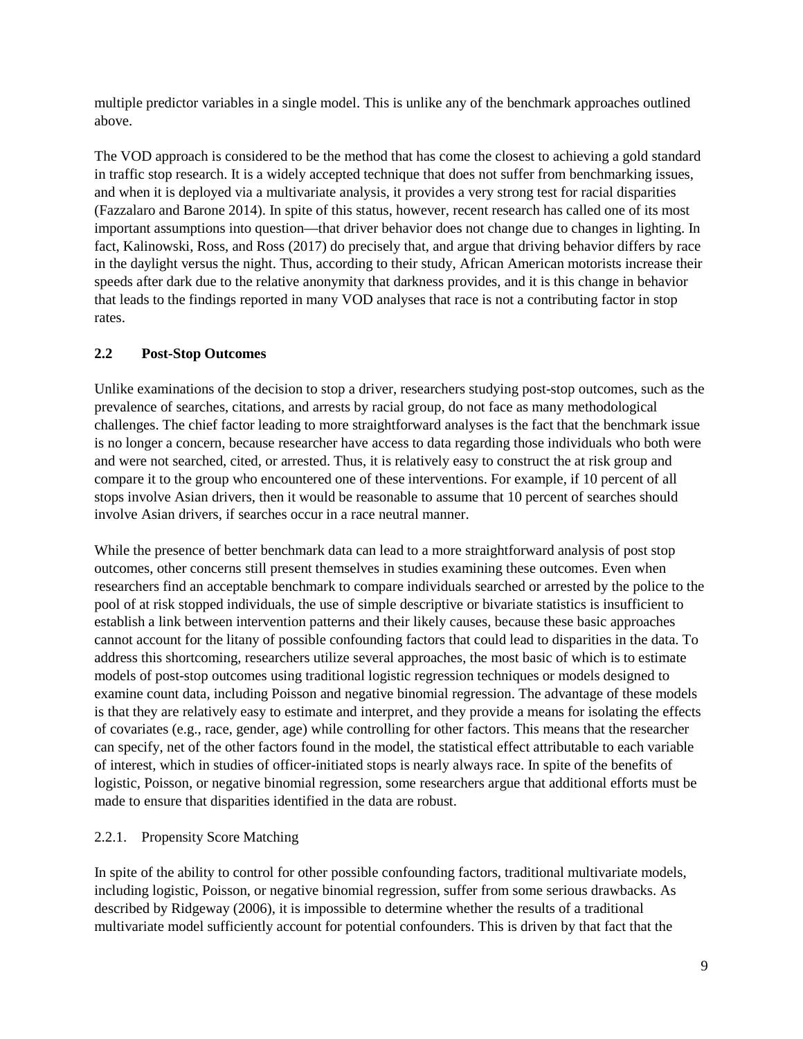multiple predictor variables in a single model. This is unlike any of the benchmark approaches outlined above.

The VOD approach is considered to be the method that has come the closest to achieving a gold standard in traffic stop research. It is a widely accepted technique that does not suffer from benchmarking issues, and when it is deployed via a multivariate analysis, it provides a very strong test for racial disparities (Fazzalaro and Barone 2014). In spite of this status, however, recent research has called one of its most important assumptions into question—that driver behavior does not change due to changes in lighting. In fact, Kalinowski, Ross, and Ross (2017) do precisely that, and argue that driving behavior differs by race in the daylight versus the night. Thus, according to their study, African American motorists increase their speeds after dark due to the relative anonymity that darkness provides, and it is this change in behavior that leads to the findings reported in many VOD analyses that race is not a contributing factor in stop rates.

## 2.2 Post-Stop Outcomes

Unlike examinations of the decision to stop a driver, researchers studying post-stop outcomes, such as the prevalence of searches, citations, and arrests by racial group, do not face as many methodological challenges. The chief factor leading to more straightforward analyses is the fact that the benchmark issue is no longer a concern, because researcher have access to data regarding those individuals who both were and were not searched, cited, or arrested. Thus, it is relatively easy to construct the at risk group and compare it to the group who encountered one of these interventions. For example, if 10 percent of all stops involve Asian drivers, then it would be reasonable to assume that 10 percent of searches should involve Asian drivers, if searches occur in a race neutral manner.

While the presence of better benchmark data can lead to a more straightforward analysis of post stop outcomes, other concerns still present themselves in studies examining these outcomes. Even when researchers find an acceptable benchmark to compare individuals searched or arrested by the police to the pool of at risk stopped individuals, the use of simple descriptive or bivariate statistics is insufficient to establish a link between intervention patterns and their likely causes, because these basic approaches cannot account for the litany of possible confounding factors that could lead to disparities in the data. To address this shortcoming, researchers utilize several approaches, the most basic of which is to estimate models of post-stop outcomes using traditional logistic regression techniques or models designed to examine count data, including Poisson and negative binomial regression. The advantage of these models is that they are relatively easy to estimate and interpret, and they provide a means for isolating the effects of covariates (e.g., race, gender, age) while controlling for other factors. This means that the researcher can specify, net of the other factors found in the model, the statistical effect attributable to each variable of interest, which in studies of officer-initiated stops is nearly always race. In spite of the benefits of logistic, Poisson, or negative binomial regression, some researchers argue that additional efforts must be made to ensure that disparities identified in the data are robust.

### 2.2.1. Propensity Score Matching

In spite of the ability to control for other possible confounding factors, traditional multivariate models, including logistic, Poisson, or negative binomial regression, suffer from some serious drawbacks. As described by Ridgeway (2006), it is impossible to determine whether the results of a traditional multivariate model sufficiently account for potential confounders. This is driven by that fact that the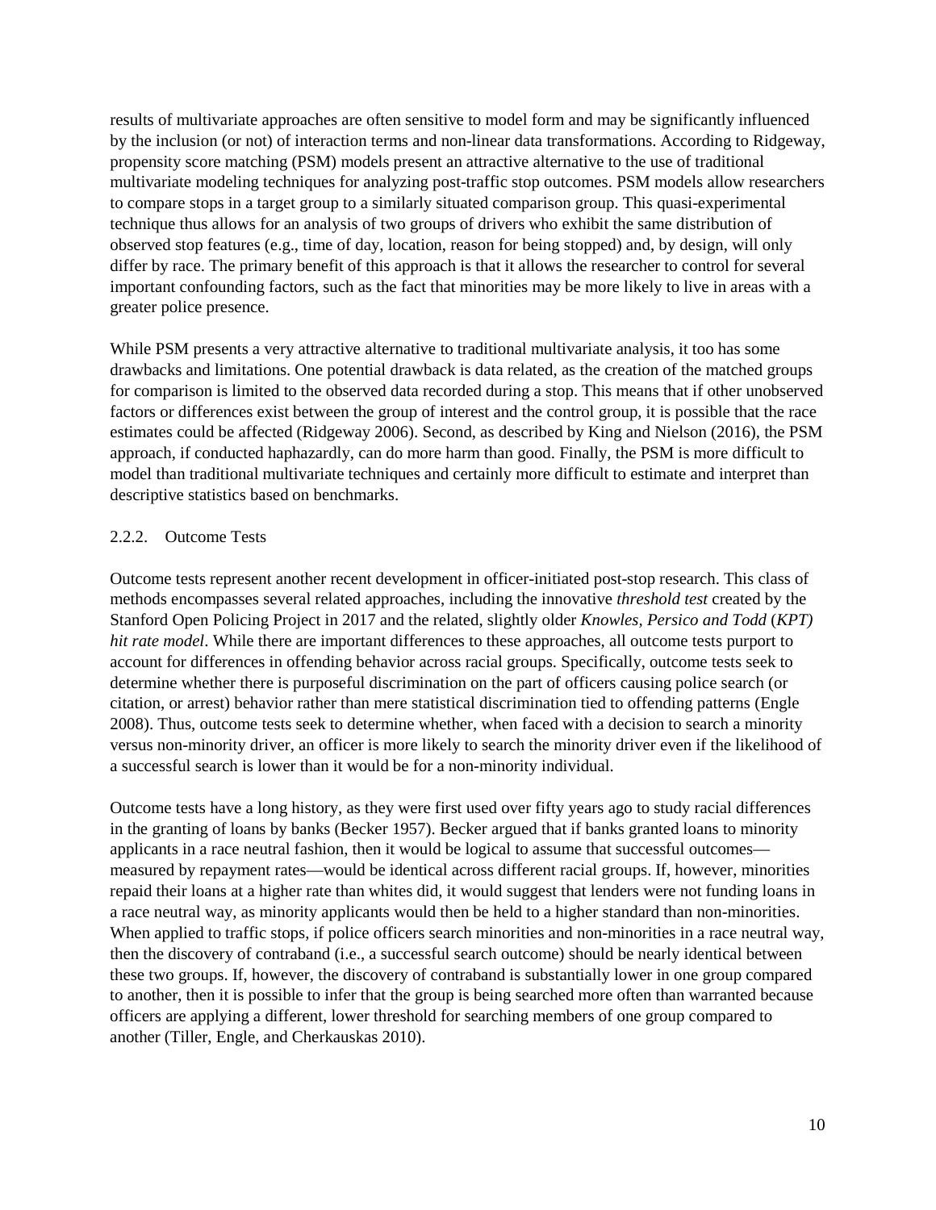results of multivariate approaches are often sensitive to model form and may be significantly influenced by the inclusion (or not) of interaction terms and non-linear data transformations. According to Ridgeway, propensity score matching (PSM) models present an attractive alternative to the use of traditional multivariate modeling techniques for analyzing post-traffic stop outcomes. PSM models allow researchers to compare stops in a target group to a similarly situated comparison group. This quasi-experimental technique thus allows for an analysis of two groups of drivers who exhibit the same distribution of observed stop features (e.g., time of day, location, reason for being stopped) and, by design, will only differ by race. The primary benefit of this approach is that it allows the researcher to control for several important confounding factors, such as the fact that minorities may be more likely to live in areas with a greater police presence.

While PSM presents a very attractive alternative to traditional multivariate analysis, it too has some drawbacks and limitations. One potential drawback is data related, as the creation of the matched groups for comparison is limited to the observed data recorded during a stop. This means that if other unobserved factors or differences exist between the group of interest and the control group, it is possible that the race estimates could be affected (Ridgeway 2006). Second, as described by King and Nielson (2016), the PSM approach, if conducted haphazardly, can do more harm than good. Finally, the PSM is more difficult to model than traditional multivariate techniques and certainly more difficult to estimate and interpret than descriptive statistics based on benchmarks.

### 2.2.2. Outcome Tests

Outcome tests represent another recent development in officer-initiated post-stop research. This class of methods encompasses several related approaches, including the innovative *threshold test* created by the Stanford Open Policing Project in 2017 and the related, slightly older *Knowles, Persico and Todd* (*KPT) hit rate model*. While there are important differences to these approaches, all outcome tests purport to account for differences in offending behavior across racial groups. Specifically, outcome tests seek to determine whether there is purposeful discrimination on the part of officers causing police search (or citation, or arrest) behavior rather than mere statistical discrimination tied to offending patterns (Engle 2008). Thus, outcome tests seek to determine whether, when faced with a decision to search a minority versus non-minority driver, an officer is more likely to search the minority driver even if the likelihood of a successful search is lower than it would be for a non-minority individual.

Outcome tests have a long history, as they were first used over fifty years ago to study racial differences in the granting of loans by banks (Becker 1957). Becker argued that if banks granted loans to minority applicants in a race neutral fashion, then it would be logical to assume that successful outcomes—measured by repayment rates—would be identical across different racial groups. If, however, minorities repaid their loans at a higher rate than whites did, it would suggest that lenders were not funding loans in a race neutral way, as minority applicants would then be held to a higher standard than non-minorities. When applied to traffic stops, if police officers search minorities and non-minorities in a race neutral way, then the discovery of contraband (i.e., a successful search outcome) should be nearly identical between these two groups. If, however, the discovery of contraband is substantially lower in one group compared to another, then it is possible to infer that the group is being searched more often than warranted because officers are applying a different, lower threshold for searching members of one group compared to another (Tiller, Engle, and Cherkauskas 2010).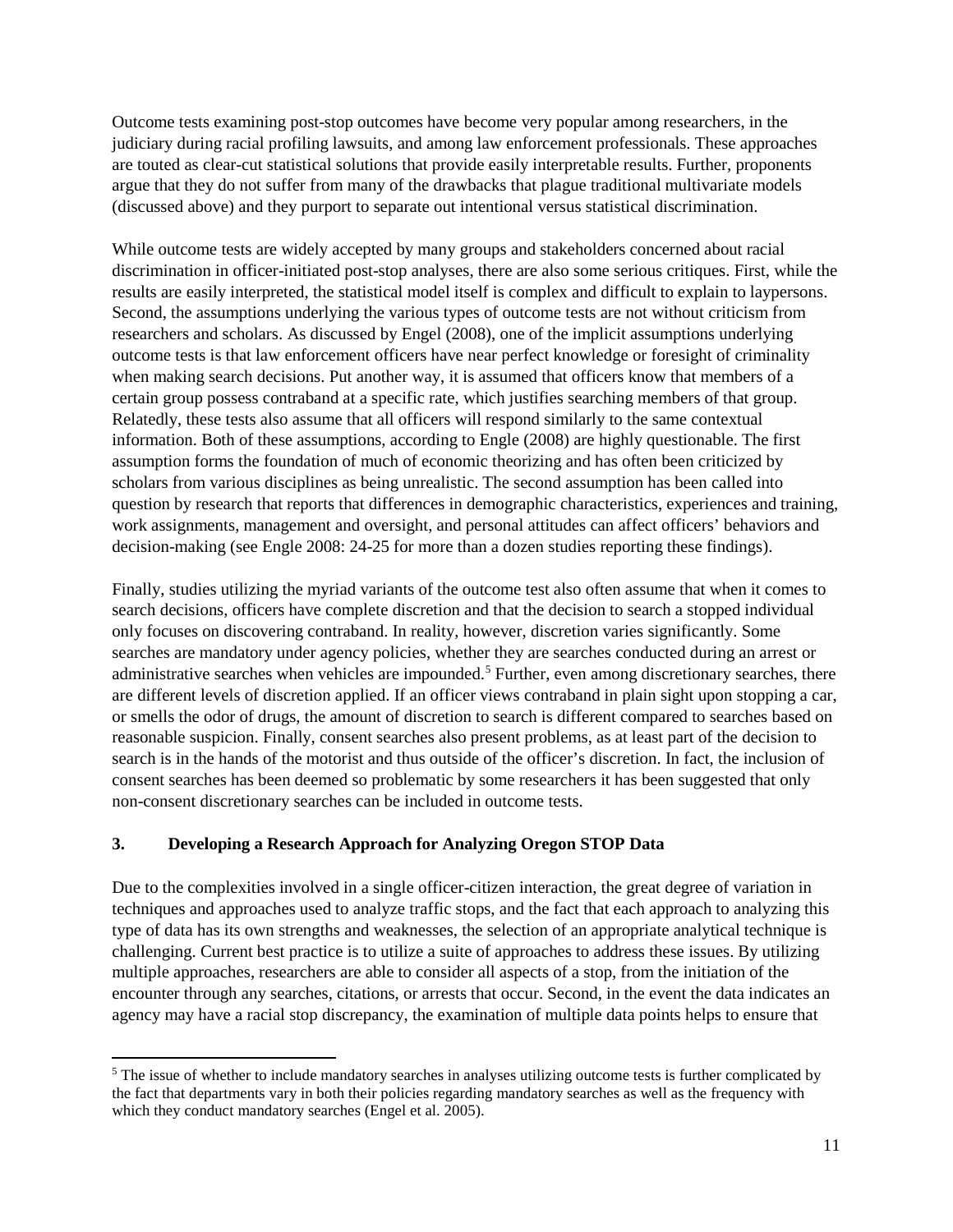Outcome tests examining post-stop outcomes have become very popular among researchers, in the judiciary during racial profiling lawsuits, and among law enforcement professionals. These approaches are touted as clear-cut statistical solutions that provide easily interpretable results. Further, proponents argue that they do not suffer from many of the drawbacks that plague traditional multivariate models (discussed above) and they purport to separate out intentional versus statistical discrimination.

While outcome tests are widely accepted by many groups and stakeholders concerned about racial discrimination in officer-initiated post-stop analyses, there are also some serious critiques. First, while the results are easily interpreted, the statistical model itself is complex and difficult to explain to laypersons. Second, the assumptions underlying the various types of outcome tests are not without criticism from researchers and scholars. As discussed by Engel (2008), one of the implicit assumptions underlying outcome tests is that law enforcement officers have near perfect knowledge or foresight of criminality when making search decisions. Put another way, it is assumed that officers know that members of a certain group possess contraband at a specific rate, which justifies searching members of that group. Relatedly, these tests also assume that all officers will respond similarly to the same contextual information. Both of these assumptions, according to Engle (2008) are highly questionable. The first assumption forms the foundation of much of economic theorizing and has often been criticized by scholars from various disciplines as being unrealistic. The second assumption has been called into question by research that reports that differences in demographic characteristics, experiences and training, work assignments, management and oversight, and personal attitudes can affect officers' behaviors and decision-making (see Engle 2008: 24-25 for more than a dozen studies reporting these findings).

Finally, studies utilizing the myriad variants of the outcome test also often assume that when it comes to search decisions, officers have complete discretion and that the decision to search a stopped individual only focuses on discovering contraband. In reality, however, discretion varies significantly. Some searches are mandatory under agency policies, whether they are searches conducted during an arrest or administrative searches when vehicles are impounded.[5] Further, even among discretionary searches, there are different levels of discretion applied. If an officer views contraband in plain sight upon stopping a car, or smells the odor of drugs, the amount of discretion to search is different compared to searches based on reasonable suspicion. Finally, consent searches also present problems, as at least part of the decision to search is in the hands of the motorist and thus outside of the officer's discretion. In fact, the inclusion of consent searches has been deemed so problematic by some researchers it has been suggested that only non-consent discretionary searches can be included in outcome tests.

### 3. Developing a Research Approach for Analyzing Oregon STOP Data

Due to the complexities involved in a single officer-citizen interaction, the great degree of variation in techniques and approaches used to analyze traffic stops, and the fact that each approach to analyzing this type of data has its own strengths and weaknesses, the selection of an appropriate analytical technique is challenging. Current best practice is to utilize a suite of approaches to address these issues. By utilizing multiple approaches, researchers are able to consider all aspects of a stop, from the initiation of the encounter through any searches, citations, or arrests that occur. Second, in the event the data indicates an agency may have a racial stop discrepancy, the examination of multiple data points helps to ensure that

[5] The issue of whether to include mandatory searches in analyses utilizing outcome tests is further complicated by the fact that departments vary in both their policies regarding mandatory searches as well as the frequency with which they conduct mandatory searches (Engel et al. 2005).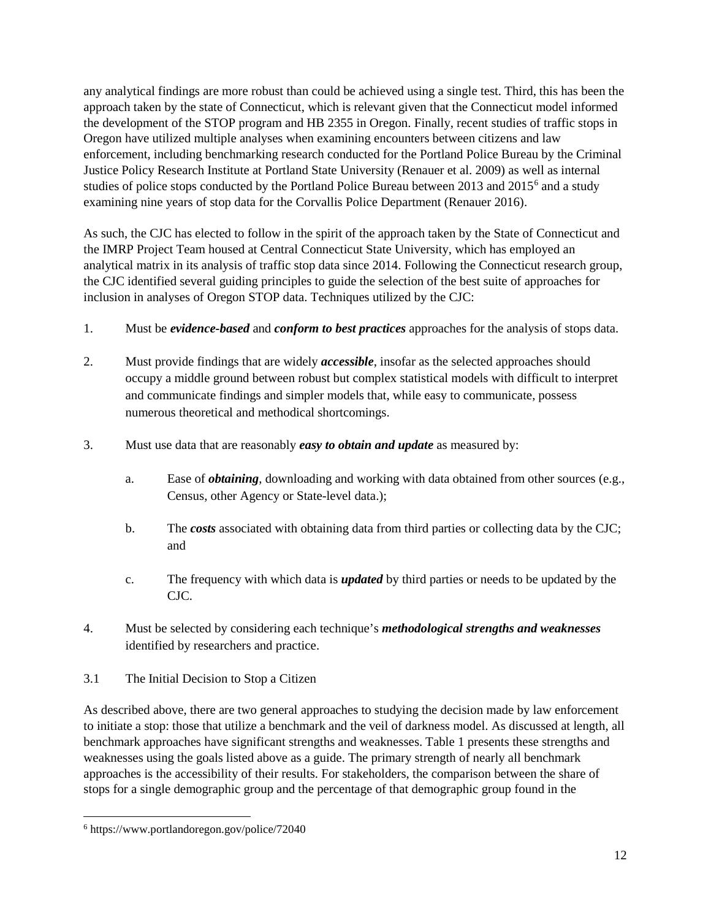any analytical findings are more robust than could be achieved using a single test. Third, this has been the approach taken by the state of Connecticut, which is relevant given that the Connecticut model informed the development of the STOP program and HB 2355 in Oregon. Finally, recent studies of traffic stops in Oregon have utilized multiple analyses when examining encounters between citizens and law enforcement, including benchmarking research conducted for the Portland Police Bureau by the Criminal Justice Policy Research Institute at Portland State University (Renauer et al. 2009) as well as internal studies of police stops conducted by the Portland Police Bureau between 2013 and 2015[6] and a study examining nine years of stop data for the Corvallis Police Department (Renauer 2016).

As such, the CJC has elected to follow in the spirit of the approach taken by the State of Connecticut and the IMRP Project Team housed at Central Connecticut State University, which has employed an analytical matrix in its analysis of traffic stop data since 2014. Following the Connecticut research group, the CJC identified several guiding principles to guide the selection of the best suite of approaches for inclusion in analyses of Oregon STOP data. Techniques utilized by the CJC:

1. Must be ***evidence-based*** and ***conform to best practices*** approaches for the analysis of stops data.

2. Must provide findings that are widely ***accessible***, insofar as the selected approaches should occupy a middle ground between robust but complex statistical models with difficult to interpret and communicate findings and simpler models that, while easy to communicate, possess numerous theoretical and methodical shortcomings.

3. Must use data that are reasonably ***easy to obtain and update*** as measured by:

   a. Ease of ***obtaining***, downloading and working with data obtained from other sources (e.g., Census, other Agency or State-level data.);

   b. The ***costs*** associated with obtaining data from third parties or collecting data by the CJC; and

   c. The frequency with which data is ***updated*** by third parties or needs to be updated by the CJC.

4. Must be selected by considering each technique's ***methodological strengths and weaknesses*** identified by researchers and practice.

## 3.1 The Initial Decision to Stop a Citizen

As described above, there are two general approaches to studying the decision made by law enforcement to initiate a stop: those that utilize a benchmark and the veil of darkness model. As discussed at length, all benchmark approaches have significant strengths and weaknesses. Table 1 presents these strengths and weaknesses using the goals listed above as a guide. The primary strength of nearly all benchmark approaches is the accessibility of their results. For stakeholders, the comparison between the share of stops for a single demographic group and the percentage of that demographic group found in the

[6] https://www.portlandoregon.gov/police/72040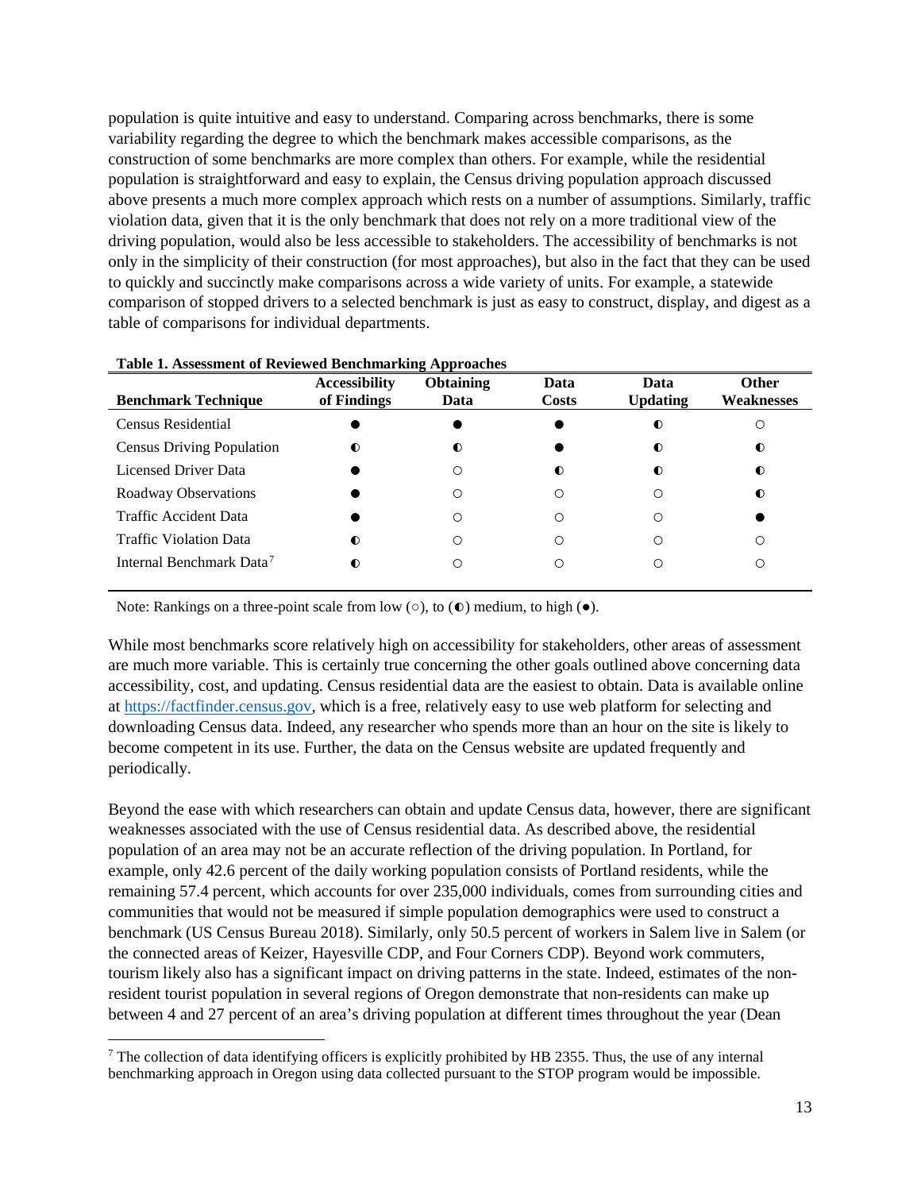population is quite intuitive and easy to understand. Comparing across benchmarks, there is some variability regarding the degree to which the benchmark makes accessible comparisons, as the construction of some benchmarks are more complex than others. For example, while the residential population is straightforward and easy to explain, the Census driving population approach discussed above presents a much more complex approach which rests on a number of assumptions. Similarly, traffic violation data, given that it is the only benchmark that does not rely on a more traditional view of the driving population, would also be less accessible to stakeholders. The accessibility of benchmarks is not only in the simplicity of their construction (for most approaches), but also in the fact that they can be used to quickly and succinctly make comparisons across a wide variety of units. For example, a statewide comparison of stopped drivers to a selected benchmark is just as easy to construct, display, and digest as a table of comparisons for individual departments.

**Table 1. Assessment of Reviewed Benchmarking Approaches**

| Benchmark Technique | Accessibility of Findings | Obtaining Data | Data Costs | Data Updating | Other Weaknesses |
|---|---|---|---|---|---|
| Census Residential | ● | ● | ● | ◐ | ○ |
| Census Driving Population | ◐ | ◐ | ● | ◐ | ◐ |
| Licensed Driver Data | ● | ○ | ◐ | ◐ | ◐ |
| Roadway Observations | ● | ○ | ○ | ○ | ◐ |
| Traffic Accident Data | ● | ○ | ○ | ○ | ● |
| Traffic Violation Data | ◐ | ○ | ○ | ○ | ○ |
| Internal Benchmark Data[7] | ◐ | ○ | ○ | ○ | ○ |

Note: Rankings on a three-point scale from low (○), to (◐) medium, to high (●).

While most benchmarks score relatively high on accessibility for stakeholders, other areas of assessment are much more variable. This is certainly true concerning the other goals outlined above concerning data accessibility, cost, and updating. Census residential data are the easiest to obtain. Data is available online at https://factfinder.census.gov, which is a free, relatively easy to use web platform for selecting and downloading Census data. Indeed, any researcher who spends more than an hour on the site is likely to become competent in its use. Further, the data on the Census website are updated frequently and periodically.

Beyond the ease with which researchers can obtain and update Census data, however, there are significant weaknesses associated with the use of Census residential data. As described above, the residential population of an area may not be an accurate reflection of the driving population. In Portland, for example, only 42.6 percent of the daily working population consists of Portland residents, while the remaining 57.4 percent, which accounts for over 235,000 individuals, comes from surrounding cities and communities that would not be measured if simple population demographics were used to construct a benchmark (US Census Bureau 2018). Similarly, only 50.5 percent of workers in Salem live in Salem (or the connected areas of Keizer, Hayesville CDP, and Four Corners CDP). Beyond work commuters, tourism likely also has a significant impact on driving patterns in the state. Indeed, estimates of the non-resident tourist population in several regions of Oregon demonstrate that non-residents can make up between 4 and 27 percent of an area's driving population at different times throughout the year (Dean

[7] The collection of data identifying officers is explicitly prohibited by HB 2355. Thus, the use of any internal benchmarking approach in Oregon using data collected pursuant to the STOP program would be impossible.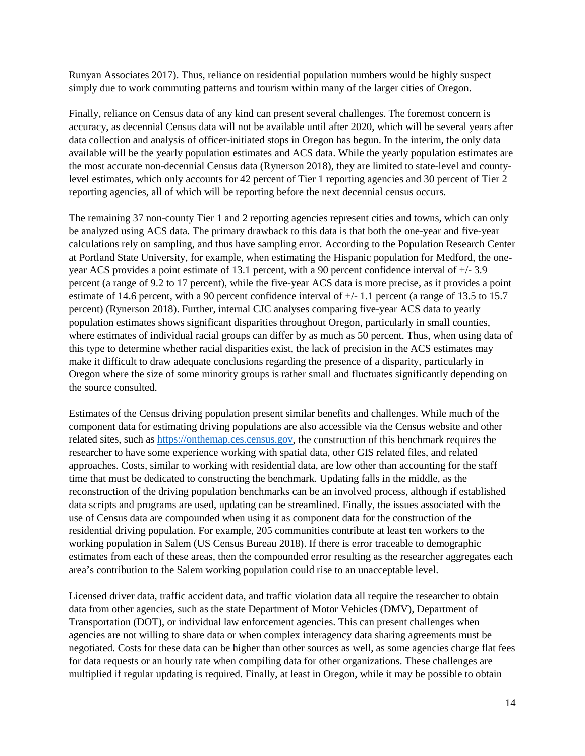Runyan Associates 2017). Thus, reliance on residential population numbers would be highly suspect simply due to work commuting patterns and tourism within many of the larger cities of Oregon.

Finally, reliance on Census data of any kind can present several challenges. The foremost concern is accuracy, as decennial Census data will not be available until after 2020, which will be several years after data collection and analysis of officer-initiated stops in Oregon has begun. In the interim, the only data available will be the yearly population estimates and ACS data. While the yearly population estimates are the most accurate non-decennial Census data (Rynerson 2018), they are limited to state-level and county-level estimates, which only accounts for 42 percent of Tier 1 reporting agencies and 30 percent of Tier 2 reporting agencies, all of which will be reporting before the next decennial census occurs.

The remaining 37 non-county Tier 1 and 2 reporting agencies represent cities and towns, which can only be analyzed using ACS data. The primary drawback to this data is that both the one-year and five-year calculations rely on sampling, and thus have sampling error. According to the Population Research Center at Portland State University, for example, when estimating the Hispanic population for Medford, the one-year ACS provides a point estimate of 13.1 percent, with a 90 percent confidence interval of +/- 3.9 percent (a range of 9.2 to 17 percent), while the five-year ACS data is more precise, as it provides a point estimate of 14.6 percent, with a 90 percent confidence interval of +/- 1.1 percent (a range of 13.5 to 15.7 percent) (Rynerson 2018). Further, internal CJC analyses comparing five-year ACS data to yearly population estimates shows significant disparities throughout Oregon, particularly in small counties, where estimates of individual racial groups can differ by as much as 50 percent. Thus, when using data of this type to determine whether racial disparities exist, the lack of precision in the ACS estimates may make it difficult to draw adequate conclusions regarding the presence of a disparity, particularly in Oregon where the size of some minority groups is rather small and fluctuates significantly depending on the source consulted.

Estimates of the Census driving population present similar benefits and challenges. While much of the component data for estimating driving populations are also accessible via the Census website and other related sites, such as https://onthemap.ces.census.gov, the construction of this benchmark requires the researcher to have some experience working with spatial data, other GIS related files, and related approaches. Costs, similar to working with residential data, are low other than accounting for the staff time that must be dedicated to constructing the benchmark. Updating falls in the middle, as the reconstruction of the driving population benchmarks can be an involved process, although if established data scripts and programs are used, updating can be streamlined. Finally, the issues associated with the use of Census data are compounded when using it as component data for the construction of the residential driving population. For example, 205 communities contribute at least ten workers to the working population in Salem (US Census Bureau 2018). If there is error traceable to demographic estimates from each of these areas, then the compounded error resulting as the researcher aggregates each area's contribution to the Salem working population could rise to an unacceptable level.

Licensed driver data, traffic accident data, and traffic violation data all require the researcher to obtain data from other agencies, such as the state Department of Motor Vehicles (DMV), Department of Transportation (DOT), or individual law enforcement agencies. This can present challenges when agencies are not willing to share data or when complex interagency data sharing agreements must be negotiated. Costs for these data can be higher than other sources as well, as some agencies charge flat fees for data requests or an hourly rate when compiling data for other organizations. These challenges are multiplied if regular updating is required. Finally, at least in Oregon, while it may be possible to obtain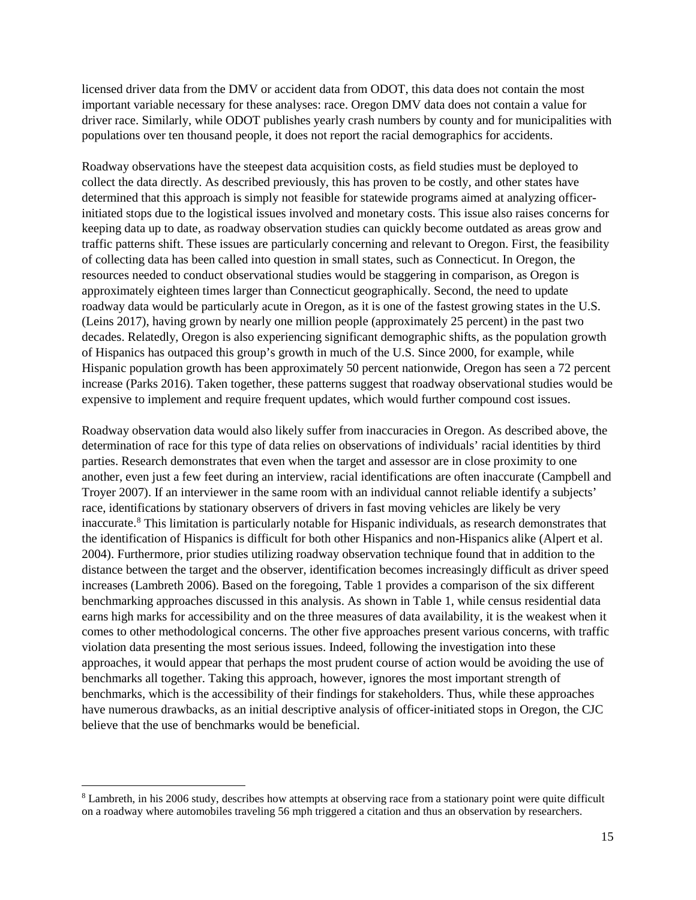licensed driver data from the DMV or accident data from ODOT, this data does not contain the most important variable necessary for these analyses: race. Oregon DMV data does not contain a value for driver race. Similarly, while ODOT publishes yearly crash numbers by county and for municipalities with populations over ten thousand people, it does not report the racial demographics for accidents.

Roadway observations have the steepest data acquisition costs, as field studies must be deployed to collect the data directly. As described previously, this has proven to be costly, and other states have determined that this approach is simply not feasible for statewide programs aimed at analyzing officer-initiated stops due to the logistical issues involved and monetary costs. This issue also raises concerns for keeping data up to date, as roadway observation studies can quickly become outdated as areas grow and traffic patterns shift. These issues are particularly concerning and relevant to Oregon. First, the feasibility of collecting data has been called into question in small states, such as Connecticut. In Oregon, the resources needed to conduct observational studies would be staggering in comparison, as Oregon is approximately eighteen times larger than Connecticut geographically. Second, the need to update roadway data would be particularly acute in Oregon, as it is one of the fastest growing states in the U.S. (Leins 2017), having grown by nearly one million people (approximately 25 percent) in the past two decades. Relatedly, Oregon is also experiencing significant demographic shifts, as the population growth of Hispanics has outpaced this group's growth in much of the U.S. Since 2000, for example, while Hispanic population growth has been approximately 50 percent nationwide, Oregon has seen a 72 percent increase (Parks 2016). Taken together, these patterns suggest that roadway observational studies would be expensive to implement and require frequent updates, which would further compound cost issues.

Roadway observation data would also likely suffer from inaccuracies in Oregon. As described above, the determination of race for this type of data relies on observations of individuals' racial identities by third parties. Research demonstrates that even when the target and assessor are in close proximity to one another, even just a few feet during an interview, racial identifications are often inaccurate (Campbell and Troyer 2007). If an interviewer in the same room with an individual cannot reliable identify a subjects' race, identifications by stationary observers of drivers in fast moving vehicles are likely be very inaccurate.[8] This limitation is particularly notable for Hispanic individuals, as research demonstrates that the identification of Hispanics is difficult for both other Hispanics and non-Hispanics alike (Alpert et al. 2004). Furthermore, prior studies utilizing roadway observation technique found that in addition to the distance between the target and the observer, identification becomes increasingly difficult as driver speed increases (Lambreth 2006). Based on the foregoing, Table 1 provides a comparison of the six different benchmarking approaches discussed in this analysis. As shown in Table 1, while census residential data earns high marks for accessibility and on the three measures of data availability, it is the weakest when it comes to other methodological concerns. The other five approaches present various concerns, with traffic violation data presenting the most serious issues. Indeed, following the investigation into these approaches, it would appear that perhaps the most prudent course of action would be avoiding the use of benchmarks all together. Taking this approach, however, ignores the most important strength of benchmarks, which is the accessibility of their findings for stakeholders. Thus, while these approaches have numerous drawbacks, as an initial descriptive analysis of officer-initiated stops in Oregon, the CJC believe that the use of benchmarks would be beneficial.

[8] Lambreth, in his 2006 study, describes how attempts at observing race from a stationary point were quite difficult on a roadway where automobiles traveling 56 mph triggered a citation and thus an observation by researchers.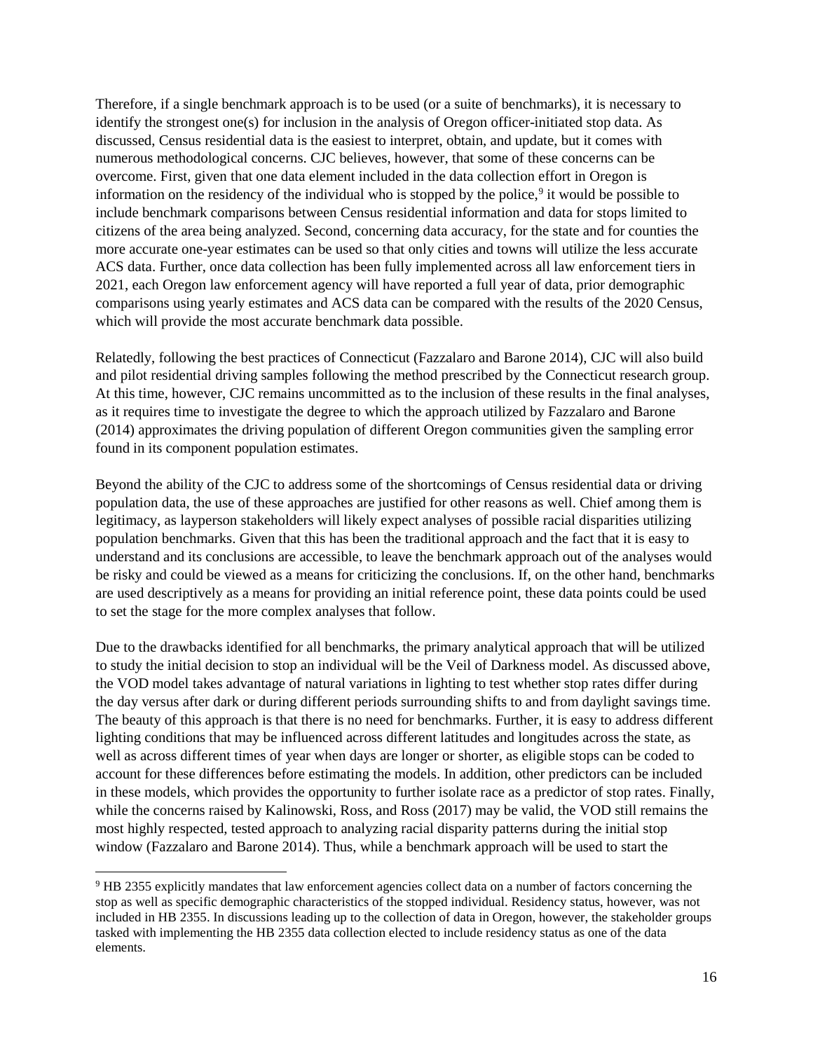Therefore, if a single benchmark approach is to be used (or a suite of benchmarks), it is necessary to identify the strongest one(s) for inclusion in the analysis of Oregon officer-initiated stop data. As discussed, Census residential data is the easiest to interpret, obtain, and update, but it comes with numerous methodological concerns. CJC believes, however, that some of these concerns can be overcome. First, given that one data element included in the data collection effort in Oregon is information on the residency of the individual who is stopped by the police,[9] it would be possible to include benchmark comparisons between Census residential information and data for stops limited to citizens of the area being analyzed. Second, concerning data accuracy, for the state and for counties the more accurate one-year estimates can be used so that only cities and towns will utilize the less accurate ACS data. Further, once data collection has been fully implemented across all law enforcement tiers in 2021, each Oregon law enforcement agency will have reported a full year of data, prior demographic comparisons using yearly estimates and ACS data can be compared with the results of the 2020 Census, which will provide the most accurate benchmark data possible.

Relatedly, following the best practices of Connecticut (Fazzalaro and Barone 2014), CJC will also build and pilot residential driving samples following the method prescribed by the Connecticut research group. At this time, however, CJC remains uncommitted as to the inclusion of these results in the final analyses, as it requires time to investigate the degree to which the approach utilized by Fazzalaro and Barone (2014) approximates the driving population of different Oregon communities given the sampling error found in its component population estimates.

Beyond the ability of the CJC to address some of the shortcomings of Census residential data or driving population data, the use of these approaches are justified for other reasons as well. Chief among them is legitimacy, as layperson stakeholders will likely expect analyses of possible racial disparities utilizing population benchmarks. Given that this has been the traditional approach and the fact that it is easy to understand and its conclusions are accessible, to leave the benchmark approach out of the analyses would be risky and could be viewed as a means for criticizing the conclusions. If, on the other hand, benchmarks are used descriptively as a means for providing an initial reference point, these data points could be used to set the stage for the more complex analyses that follow.

Due to the drawbacks identified for all benchmarks, the primary analytical approach that will be utilized to study the initial decision to stop an individual will be the Veil of Darkness model. As discussed above, the VOD model takes advantage of natural variations in lighting to test whether stop rates differ during the day versus after dark or during different periods surrounding shifts to and from daylight savings time. The beauty of this approach is that there is no need for benchmarks. Further, it is easy to address different lighting conditions that may be influenced across different latitudes and longitudes across the state, as well as across different times of year when days are longer or shorter, as eligible stops can be coded to account for these differences before estimating the models. In addition, other predictors can be included in these models, which provides the opportunity to further isolate race as a predictor of stop rates. Finally, while the concerns raised by Kalinowski, Ross, and Ross (2017) may be valid, the VOD still remains the most highly respected, tested approach to analyzing racial disparity patterns during the initial stop window (Fazzalaro and Barone 2014). Thus, while a benchmark approach will be used to start the

[9] HB 2355 explicitly mandates that law enforcement agencies collect data on a number of factors concerning the stop as well as specific demographic characteristics of the stopped individual. Residency status, however, was not included in HB 2355. In discussions leading up to the collection of data in Oregon, however, the stakeholder groups tasked with implementing the HB 2355 data collection elected to include residency status as one of the data elements.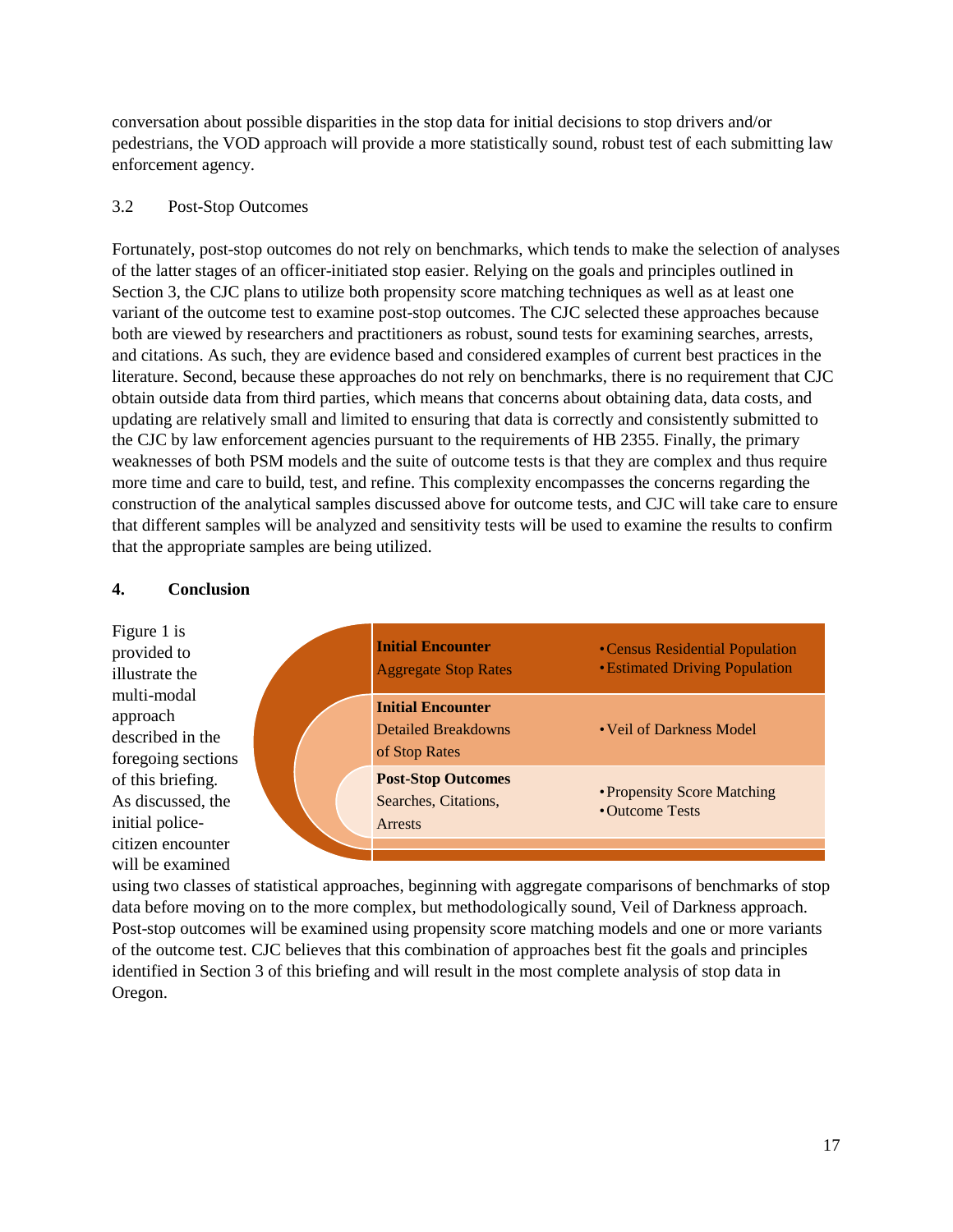conversation about possible disparities in the stop data for initial decisions to stop drivers and/or pedestrians, the VOD approach will provide a more statistically sound, robust test of each submitting law enforcement agency.

### 3.2 Post-Stop Outcomes

Fortunately, post-stop outcomes do not rely on benchmarks, which tends to make the selection of analyses of the latter stages of an officer-initiated stop easier. Relying on the goals and principles outlined in Section 3, the CJC plans to utilize both propensity score matching techniques as well as at least one variant of the outcome test to examine post-stop outcomes. The CJC selected these approaches because both are viewed by researchers and practitioners as robust, sound tests for examining searches, arrests, and citations. As such, they are evidence based and considered examples of current best practices in the literature. Second, because these approaches do not rely on benchmarks, there is no requirement that CJC obtain outside data from third parties, which means that concerns about obtaining data, data costs, and updating are relatively small and limited to ensuring that data is correctly and consistently submitted to the CJC by law enforcement agencies pursuant to the requirements of HB 2355. Finally, the primary weaknesses of both PSM models and the suite of outcome tests is that they are complex and thus require more time and care to build, test, and refine. This complexity encompasses the concerns regarding the construction of the analytical samples discussed above for outcome tests, and CJC will take care to ensure that different samples will be analyzed and sensitivity tests will be used to examine the results to confirm that the appropriate samples are being utilized.

## 4. Conclusion

Figure 1 is provided to illustrate the multi-modal approach described in the foregoing sections of this briefing. As discussed, the initial police-citizen encounter will be examined using two classes of statistical approaches, beginning with aggregate comparisons of benchmarks of stop data before moving on to the more complex, but methodologically sound, Veil of Darkness approach. Post-stop outcomes will be examined using propensity score matching models and one or more variants of the outcome test. CJC believes that this combination of approaches best fit the goals and principles identified in Section 3 of this briefing and will result in the most complete analysis of stop data in Oregon.

| Stage | Methods |
|---|---|
| **Initial Encounter** Aggregate Stop Rates | • Census Residential Population<br>• Estimated Driving Population |
| **Initial Encounter** Detailed Breakdowns of Stop Rates | • Veil of Darkness Model |
| **Post-Stop Outcomes** Searches, Citations, Arrests | • Propensity Score Matching<br>• Outcome Tests |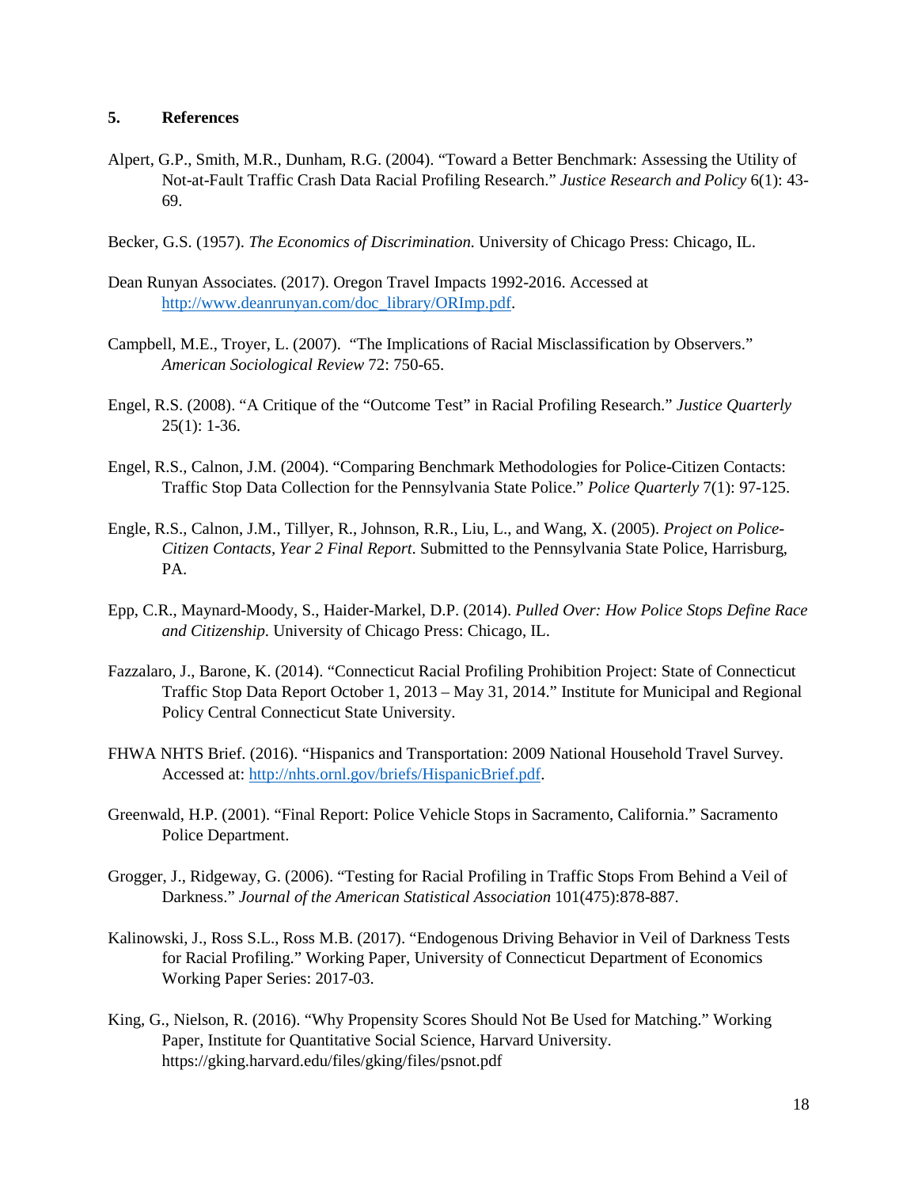## 5. References

Alpert, G.P., Smith, M.R., Dunham, R.G. (2004). "Toward a Better Benchmark: Assessing the Utility of Not-at-Fault Traffic Crash Data Racial Profiling Research." *Justice Research and Policy* 6(1): 43-69.

Becker, G.S. (1957). *The Economics of Discrimination.* University of Chicago Press: Chicago, IL.

Dean Runyan Associates. (2017). Oregon Travel Impacts 1992-2016. Accessed at [http://www.deanrunyan.com/doc_library/ORImp.pdf](http://www.deanrunyan.com/doc_library/ORImp.pdf).

Campbell, M.E., Troyer, L. (2007). "The Implications of Racial Misclassification by Observers." *American Sociological Review* 72: 750-65.

Engel, R.S. (2008). "A Critique of the "Outcome Test" in Racial Profiling Research." *Justice Quarterly* 25(1): 1-36.

Engel, R.S., Calnon, J.M. (2004). "Comparing Benchmark Methodologies for Police-Citizen Contacts: Traffic Stop Data Collection for the Pennsylvania State Police." *Police Quarterly* 7(1): 97-125.

Engle, R.S., Calnon, J.M., Tillyer, R., Johnson, R.R., Liu, L., and Wang, X. (2005). *Project on Police-Citizen Contacts, Year 2 Final Report.* Submitted to the Pennsylvania State Police, Harrisburg, PA.

Epp, C.R., Maynard-Moody, S., Haider-Markel, D.P. (2014). *Pulled Over: How Police Stops Define Race and Citizenship.* University of Chicago Press: Chicago, IL.

Fazzalaro, J., Barone, K. (2014). "Connecticut Racial Profiling Prohibition Project: State of Connecticut Traffic Stop Data Report October 1, 2013 – May 31, 2014." Institute for Municipal and Regional Policy Central Connecticut State University.

FHWA NHTS Brief. (2016). "Hispanics and Transportation: 2009 National Household Travel Survey. Accessed at: [http://nhts.ornl.gov/briefs/HispanicBrief.pdf](http://nhts.ornl.gov/briefs/HispanicBrief.pdf).

Greenwald, H.P. (2001). "Final Report: Police Vehicle Stops in Sacramento, California." Sacramento Police Department.

Grogger, J., Ridgeway, G. (2006). "Testing for Racial Profiling in Traffic Stops From Behind a Veil of Darkness." *Journal of the American Statistical Association* 101(475):878-887.

Kalinowski, J., Ross S.L., Ross M.B. (2017). "Endogenous Driving Behavior in Veil of Darkness Tests for Racial Profiling." Working Paper, University of Connecticut Department of Economics Working Paper Series: 2017-03.

King, G., Nielson, R. (2016). "Why Propensity Scores Should Not Be Used for Matching." Working Paper, Institute for Quantitative Social Science, Harvard University. https://gking.harvard.edu/files/gking/files/psnot.pdf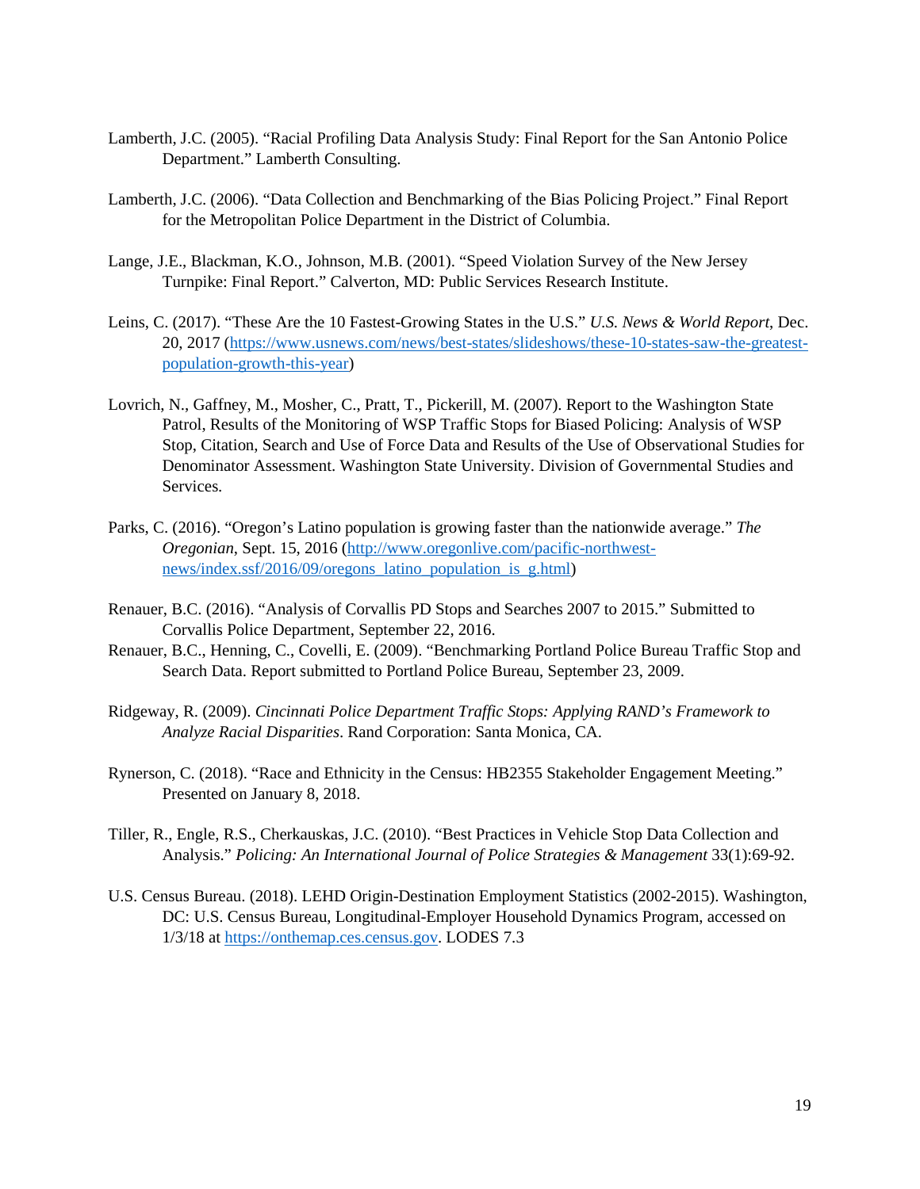Lamberth, J.C. (2005). "Racial Profiling Data Analysis Study: Final Report for the San Antonio Police Department." Lamberth Consulting.

Lamberth, J.C. (2006). "Data Collection and Benchmarking of the Bias Policing Project." Final Report for the Metropolitan Police Department in the District of Columbia.

Lange, J.E., Blackman, K.O., Johnson, M.B. (2001). "Speed Violation Survey of the New Jersey Turnpike: Final Report." Calverton, MD: Public Services Research Institute.

Leins, C. (2017). "These Are the 10 Fastest-Growing States in the U.S." *U.S. News & World Report*, Dec. 20, 2017 (https://www.usnews.com/news/best-states/slideshows/these-10-states-saw-the-greatest-population-growth-this-year)

Lovrich, N., Gaffney, M., Mosher, C., Pratt, T., Pickerill, M. (2007). Report to the Washington State Patrol, Results of the Monitoring of WSP Traffic Stops for Biased Policing: Analysis of WSP Stop, Citation, Search and Use of Force Data and Results of the Use of Observational Studies for Denominator Assessment. Washington State University. Division of Governmental Studies and Services.

Parks, C. (2016). "Oregon's Latino population is growing faster than the nationwide average." *The Oregonian*, Sept. 15, 2016 (http://www.oregonlive.com/pacific-northwest-news/index.ssf/2016/09/oregons_latino_population_is_g.html)

Renauer, B.C. (2016). "Analysis of Corvallis PD Stops and Searches 2007 to 2015." Submitted to Corvallis Police Department, September 22, 2016.

Renauer, B.C., Henning, C., Covelli, E. (2009). "Benchmarking Portland Police Bureau Traffic Stop and Search Data. Report submitted to Portland Police Bureau, September 23, 2009.

Ridgeway, R. (2009). *Cincinnati Police Department Traffic Stops: Applying RAND's Framework to Analyze Racial Disparities*. Rand Corporation: Santa Monica, CA.

Rynerson, C. (2018). "Race and Ethnicity in the Census: HB2355 Stakeholder Engagement Meeting." Presented on January 8, 2018.

Tiller, R., Engle, R.S., Cherkauskas, J.C. (2010). "Best Practices in Vehicle Stop Data Collection and Analysis." *Policing: An International Journal of Police Strategies & Management* 33(1):69-92.

U.S. Census Bureau. (2018). LEHD Origin-Destination Employment Statistics (2002-2015). Washington, DC: U.S. Census Bureau, Longitudinal-Employer Household Dynamics Program, accessed on 1/3/18 at https://onthemap.ces.census.gov. LODES 7.3